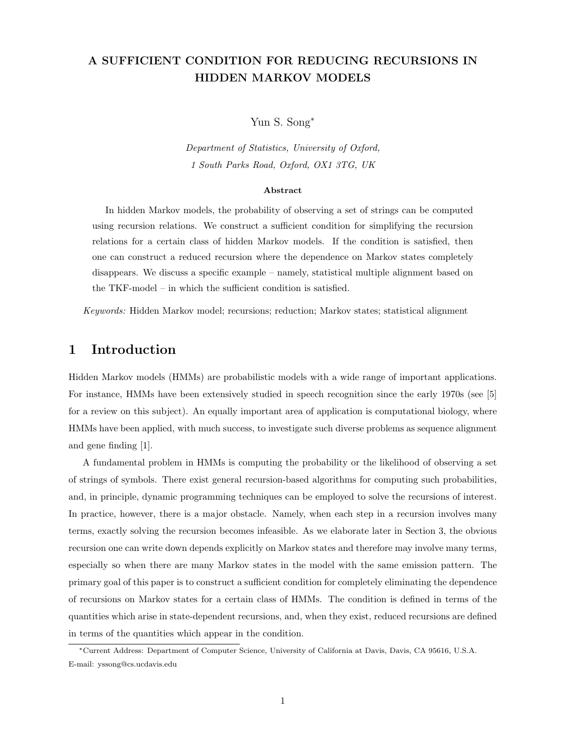# A SUFFICIENT CONDITION FOR REDUCING RECURSIONS IN HIDDEN MARKOV MODELS

Yun S. Song*

*Department of Statistics, University of Oxford,*
*1 South Parks Road, Oxford, OX1 3TG, UK*

**Abstract**

In hidden Markov models, the probability of observing a set of strings can be computed using recursion relations. We construct a sufficient condition for simplifying the recursion relations for a certain class of hidden Markov models. If the condition is satisfied, then one can construct a reduced recursion where the dependence on Markov states completely disappears. We discuss a specific example – namely, statistical multiple alignment based on the TKF-model – in which the sufficient condition is satisfied.

*Keywords:* Hidden Markov model; recursions; reduction; Markov states; statistical alignment

## 1 Introduction

Hidden Markov models (HMMs) are probabilistic models with a wide range of important applications. For instance, HMMs have been extensively studied in speech recognition since the early 1970s (see [5] for a review on this subject). An equally important area of application is computational biology, where HMMs have been applied, with much success, to investigate such diverse problems as sequence alignment and gene finding [1].

A fundamental problem in HMMs is computing the probability or the likelihood of observing a set of strings of symbols. There exist general recursion-based algorithms for computing such probabilities, and, in principle, dynamic programming techniques can be employed to solve the recursions of interest. In practice, however, there is a major obstacle. Namely, when each step in a recursion involves many terms, exactly solving the recursion becomes infeasible. As we elaborate later in Section 3, the obvious recursion one can write down depends explicitly on Markov states and therefore may involve many terms, especially so when there are many Markov states in the model with the same emission pattern. The primary goal of this paper is to construct a sufficient condition for completely eliminating the dependence of recursions on Markov states for a certain class of HMMs. The condition is defined in terms of the quantities which arise in state-dependent recursions, and, when they exist, reduced recursions are defined in terms of the quantities which appear in the condition.

---

*Current Address: Department of Computer Science, University of California at Davis, Davis, CA 95616, U.S.A. E-mail: yssong@cs.ucdavis.edu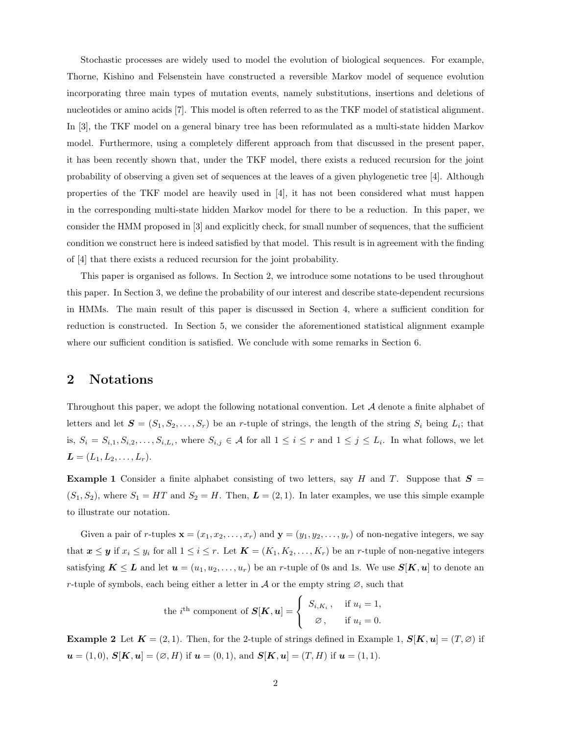Stochastic processes are widely used to model the evolution of biological sequences. For example, Thorne, Kishino and Felsenstein have constructed a reversible Markov model of sequence evolution incorporating three main types of mutation events, namely substitutions, insertions and deletions of nucleotides or amino acids [7]. This model is often referred to as the TKF model of statistical alignment. In [3], the TKF model on a general binary tree has been reformulated as a multi-state hidden Markov model. Furthermore, using a completely different approach from that discussed in the present paper, it has been recently shown that, under the TKF model, there exists a reduced recursion for the joint probability of observing a given set of sequences at the leaves of a given phylogenetic tree [4]. Although properties of the TKF model are heavily used in [4], it has not been considered what must happen in the corresponding multi-state hidden Markov model for there to be a reduction. In this paper, we consider the HMM proposed in [3] and explicitly check, for small number of sequences, that the sufficient condition we construct here is indeed satisfied by that model. This result is in agreement with the finding of [4] that there exists a reduced recursion for the joint probability.

This paper is organised as follows. In Section 2, we introduce some notations to be used throughout this paper. In Section 3, we define the probability of our interest and describe state-dependent recursions in HMMs. The main result of this paper is discussed in Section 4, where a sufficient condition for reduction is constructed. In Section 5, we consider the aforementioned statistical alignment example where our sufficient condition is satisfied. We conclude with some remarks in Section 6.

## 2 Notations

Throughout this paper, we adopt the following notational convention. Let $\mathcal{A}$ denote a finite alphabet of letters and let $\boldsymbol{S} = (S_1, S_2, \ldots, S_r)$ be an $r$-tuple of strings, the length of the string $S_i$ being $L_i$; that is, $S_i = S_{i,1}, S_{i,2}, \ldots, S_{i,L_i}$, where $S_{i,j} \in \mathcal{A}$ for all $1 \leq i \leq r$ and $1 \leq j \leq L_i$. In what follows, we let $\boldsymbol{L} = (L_1, L_2, \ldots, L_r)$.

**Example 1** Consider a finite alphabet consisting of two letters, say $H$ and $T$. Suppose that $\boldsymbol{S} = (S_1, S_2)$, where $S_1 = HT$ and $S_2 = H$. Then, $\boldsymbol{L} = (2, 1)$. In later examples, we use this simple example to illustrate our notation.

Given a pair of $r$-tuples $\mathbf{x} = (x_1, x_2, \ldots, x_r)$ and $\mathbf{y} = (y_1, y_2, \ldots, y_r)$ of non-negative integers, we say that $\boldsymbol{x} \leq \boldsymbol{y}$ if $x_i \leq y_i$ for all $1 \leq i \leq r$. Let $\boldsymbol{K} = (K_1, K_2, \ldots, K_r)$ be an $r$-tuple of non-negative integers satisfying $\boldsymbol{K} \leq \boldsymbol{L}$ and let $\boldsymbol{u} = (u_1, u_2, \ldots, u_r)$ be an $r$-tuple of 0s and 1s. We use $\boldsymbol{S}[\boldsymbol{K}, \boldsymbol{u}]$ to denote an $r$-tuple of symbols, each being either a letter in $\mathcal{A}$ or the empty string $\varnothing$, such that

$$\text{the } i^{\text{th}} \text{ component of } \boldsymbol{S}[\boldsymbol{K}, \boldsymbol{u}] = \begin{cases} S_{i,K_i}, & \text{if } u_i = 1, \\ \varnothing, & \text{if } u_i = 0. \end{cases}$$

**Example 2** Let $\boldsymbol{K} = (2, 1)$. Then, for the 2-tuple of strings defined in Example 1, $\boldsymbol{S}[\boldsymbol{K}, \boldsymbol{u}] = (T, \varnothing)$ if $\boldsymbol{u} = (1, 0)$, $\boldsymbol{S}[\boldsymbol{K}, \boldsymbol{u}] = (\varnothing, H)$ if $\boldsymbol{u} = (0, 1)$, and $\boldsymbol{S}[\boldsymbol{K}, \boldsymbol{u}] = (T, H)$ if $\boldsymbol{u} = (1, 1)$.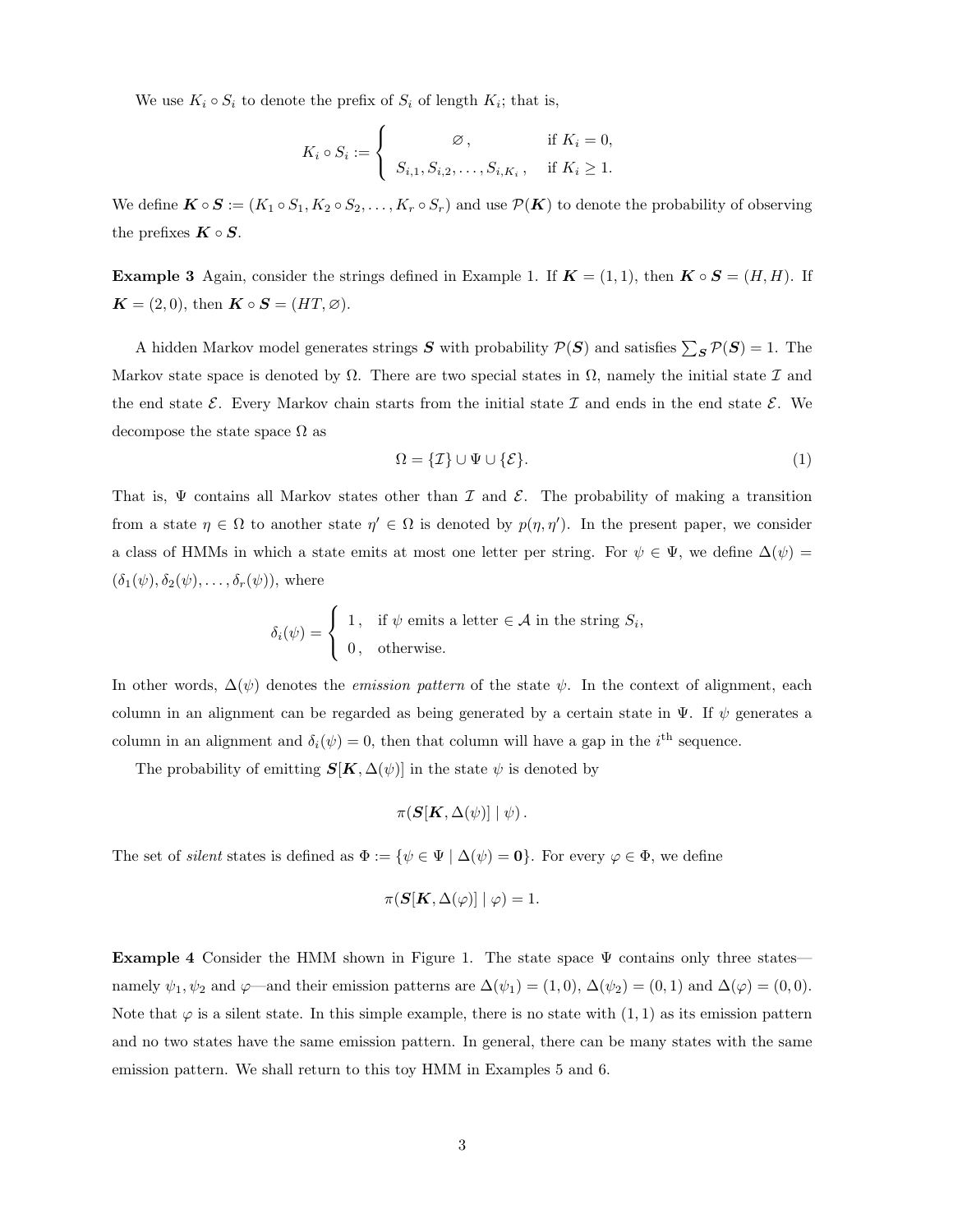We use $K_i \circ S_i$ to denote the prefix of $S_i$ of length $K_i$; that is,

$$K_i \circ S_i := \begin{cases} \varnothing\,, & \text{if } K_i = 0, \\ S_{i,1}, S_{i,2}, \ldots, S_{i,K_i}\,, & \text{if } K_i \geq 1. \end{cases}$$

We define $\boldsymbol{K} \circ \boldsymbol{S} := (K_1 \circ S_1, K_2 \circ S_2, \ldots, K_r \circ S_r)$ and use $\mathcal{P}(\boldsymbol{K})$ to denote the probability of observing the prefixes $\boldsymbol{K} \circ \boldsymbol{S}$.

**Example 3** Again, consider the strings defined in Example 1. If $\boldsymbol{K} = (1, 1)$, then $\boldsymbol{K} \circ \boldsymbol{S} = (H, H)$. If $\boldsymbol{K} = (2, 0)$, then $\boldsymbol{K} \circ \boldsymbol{S} = (HT, \varnothing)$.

A hidden Markov model generates strings $\boldsymbol{S}$ with probability $\mathcal{P}(\boldsymbol{S})$ and satisfies $\sum_{\boldsymbol{S}} \mathcal{P}(\boldsymbol{S}) = 1$. The Markov state space is denoted by $\Omega$. There are two special states in $\Omega$, namely the initial state $\mathcal{I}$ and the end state $\mathcal{E}$. Every Markov chain starts from the initial state $\mathcal{I}$ and ends in the end state $\mathcal{E}$. We decompose the state space $\Omega$ as

$$\Omega = \{\mathcal{I}\} \cup \Psi \cup \{\mathcal{E}\}. \tag{1}$$

That is, $\Psi$ contains all Markov states other than $\mathcal{I}$ and $\mathcal{E}$. The probability of making a transition from a state $\eta \in \Omega$ to another state $\eta' \in \Omega$ is denoted by $p(\eta, \eta')$. In the present paper, we consider a class of HMMs in which a state emits at most one letter per string. For $\psi \in \Psi$, we define $\Delta(\psi) = (\delta_1(\psi), \delta_2(\psi), \ldots, \delta_r(\psi))$, where

$$\delta_i(\psi) = \begin{cases} 1\,, & \text{if } \psi \text{ emits a letter} \in \mathcal{A} \text{ in the string } S_i, \\ 0\,, & \text{otherwise.} \end{cases}$$

In other words, $\Delta(\psi)$ denotes the *emission pattern* of the state $\psi$. In the context of alignment, each column in an alignment can be regarded as being generated by a certain state in $\Psi$. If $\psi$ generates a column in an alignment and $\delta_i(\psi) = 0$, then that column will have a gap in the $i^{\text{th}}$ sequence.

The probability of emitting $\boldsymbol{S}[\boldsymbol{K}, \Delta(\psi)]$ in the state $\psi$ is denoted by

$$\pi(\boldsymbol{S}[\boldsymbol{K}, \Delta(\psi)] \mid \psi)\,.$$

The set of *silent* states is defined as $\Phi := \{\psi \in \Psi \mid \Delta(\psi) = \boldsymbol{0}\}$. For every $\varphi \in \Phi$, we define

$$\pi(\boldsymbol{S}[\boldsymbol{K}, \Delta(\varphi)] \mid \varphi) = 1.$$

**Example 4** Consider the HMM shown in Figure 1. The state space $\Psi$ contains only three states—namely $\psi_1, \psi_2$ and $\varphi$—and their emission patterns are $\Delta(\psi_1) = (1, 0)$, $\Delta(\psi_2) = (0, 1)$ and $\Delta(\varphi) = (0, 0)$. Note that $\varphi$ is a silent state. In this simple example, there is no state with $(1, 1)$ as its emission pattern and no two states have the same emission pattern. In general, there can be many states with the same emission pattern. We shall return to this toy HMM in Examples 5 and 6.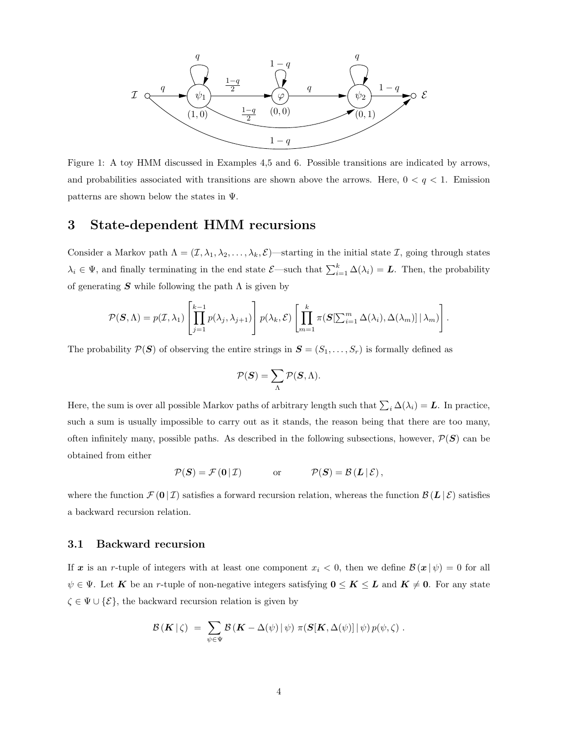Figure 1: A toy HMM discussed in Examples 4,5 and 6. Possible transitions are indicated by arrows, and probabilities associated with transitions are shown above the arrows. Here, $0 < q < 1$. Emission patterns are shown below the states in $\Psi$.

# 3 State-dependent HMM recursions

Consider a Markov path $\Lambda = (\mathcal{I}, \lambda_1, \lambda_2, \ldots, \lambda_k, \mathcal{E})$—starting in the initial state $\mathcal{I}$, going through states $\lambda_i \in \Psi$, and finally terminating in the end state $\mathcal{E}$—such that $\sum_{i=1}^{k} \Delta(\lambda_i) = \boldsymbol{L}$. Then, the probability of generating $\boldsymbol{S}$ while following the path $\Lambda$ is given by

$$\mathcal{P}(\boldsymbol{S}, \Lambda) = p(\mathcal{I}, \lambda_1) \left[ \prod_{j=1}^{k-1} p(\lambda_j, \lambda_{j+1}) \right] p(\lambda_k, \mathcal{E}) \left[ \prod_{m=1}^{k} \pi(\boldsymbol{S}[\textstyle\sum_{i=1}^{m} \Delta(\lambda_i), \Delta(\lambda_m)] \,|\, \lambda_m) \right].$$

The probability $\mathcal{P}(\boldsymbol{S})$ of observing the entire strings in $\boldsymbol{S} = (S_1, \ldots, S_r)$ is formally defined as

$$\mathcal{P}(\boldsymbol{S}) = \sum_{\Lambda} \mathcal{P}(\boldsymbol{S}, \Lambda).$$

Here, the sum is over all possible Markov paths of arbitrary length such that $\sum_i \Delta(\lambda_i) = \boldsymbol{L}$. In practice, such a sum is usually impossible to carry out as it stands, the reason being that there are too many, often infinitely many, possible paths. As described in the following subsections, however, $\mathcal{P}(\boldsymbol{S})$ can be obtained from either

$$\mathcal{P}(\boldsymbol{S}) = \mathcal{F}(\boldsymbol{0} \,|\, \mathcal{I}) \qquad \text{or} \qquad \mathcal{P}(\boldsymbol{S}) = \mathcal{B}(\boldsymbol{L} \,|\, \mathcal{E}),$$

where the function $\mathcal{F}(\boldsymbol{0} \,|\, \mathcal{I})$ satisfies a forward recursion relation, whereas the function $\mathcal{B}(\boldsymbol{L} \,|\, \mathcal{E})$ satisfies a backward recursion relation.

## 3.1 Backward recursion

If $\boldsymbol{x}$ is an $r$-tuple of integers with at least one component $x_i < 0$, then we define $\mathcal{B}(\boldsymbol{x} \,|\, \psi) = 0$ for all $\psi \in \Psi$. Let $\boldsymbol{K}$ be an $r$-tuple of non-negative integers satisfying $\boldsymbol{0} \leq \boldsymbol{K} \leq \boldsymbol{L}$ and $\boldsymbol{K} \neq \boldsymbol{0}$. For any state $\zeta \in \Psi \cup \{\mathcal{E}\}$, the backward recursion relation is given by

$$\mathcal{B}(\boldsymbol{K} \,|\, \zeta) \; = \; \sum_{\psi \in \Psi} \mathcal{B}(\boldsymbol{K} - \Delta(\psi) \,|\, \psi) \; \pi(\boldsymbol{S}[\boldsymbol{K}, \Delta(\psi)] \,|\, \psi) \, p(\psi, \zeta) \; .$$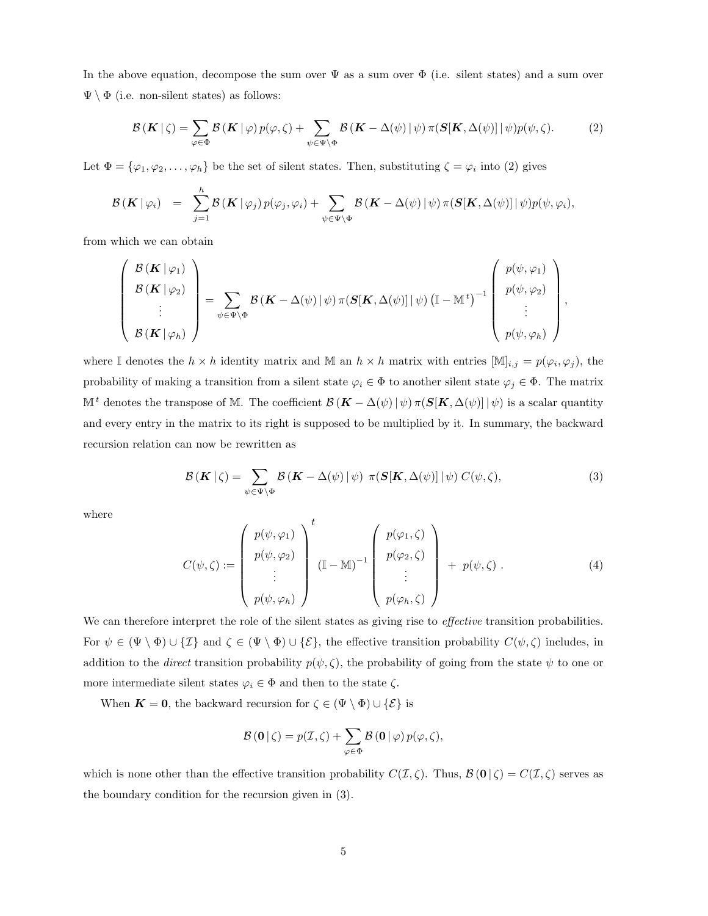In the above equation, decompose the sum over $\Psi$ as a sum over $\Phi$ (i.e. silent states) and a sum over $\Psi \setminus \Phi$ (i.e. non-silent states) as follows:

$$\mathcal{B}\left(\boldsymbol{K}\,|\,\zeta\right) = \sum_{\varphi\in\Phi} \mathcal{B}\left(\boldsymbol{K}\,|\,\varphi\right) p(\varphi,\zeta) + \sum_{\psi\in\Psi\setminus\Phi} \mathcal{B}\left(\boldsymbol{K} - \Delta(\psi)\,|\,\psi\right) \pi(\boldsymbol{S}[\boldsymbol{K},\Delta(\psi)]\,|\,\psi) p(\psi,\zeta). \tag{2}$$

Let $\Phi = \{\varphi_1, \varphi_2, \ldots, \varphi_h\}$ be the set of silent states. Then, substituting $\zeta = \varphi_i$ into (2) gives

$$\mathcal{B}\left(\boldsymbol{K}\,|\,\varphi_i\right) = \sum_{j=1}^{h} \mathcal{B}\left(\boldsymbol{K}\,|\,\varphi_j\right) p(\varphi_j,\varphi_i) + \sum_{\psi\in\Psi\setminus\Phi} \mathcal{B}\left(\boldsymbol{K} - \Delta(\psi)\,|\,\psi\right) \pi(\boldsymbol{S}[\boldsymbol{K},\Delta(\psi)]\,|\,\psi) p(\psi,\varphi_i),$$

from which we can obtain

$$\begin{pmatrix} \mathcal{B}\left(\boldsymbol{K}\,|\,\varphi_1\right) \\ \mathcal{B}\left(\boldsymbol{K}\,|\,\varphi_2\right) \\ \vdots \\ \mathcal{B}\left(\boldsymbol{K}\,|\,\varphi_h\right) \end{pmatrix} = \sum_{\psi\in\Psi\setminus\Phi} \mathcal{B}\left(\boldsymbol{K} - \Delta(\psi)\,|\,\psi\right) \pi(\boldsymbol{S}[\boldsymbol{K},\Delta(\psi)]\,|\,\psi) \left(\mathbb{I} - \mathbb{M}^t\right)^{-1} \begin{pmatrix} p(\psi,\varphi_1) \\ p(\psi,\varphi_2) \\ \vdots \\ p(\psi,\varphi_h) \end{pmatrix},$$

where $\mathbb{I}$ denotes the $h \times h$ identity matrix and $\mathbb{M}$ an $h \times h$ matrix with entries $[\mathbb{M}]_{i,j} = p(\varphi_i, \varphi_j)$, the probability of making a transition from a silent state $\varphi_i \in \Phi$ to another silent state $\varphi_j \in \Phi$. The matrix $\mathbb{M}^t$ denotes the transpose of $\mathbb{M}$. The coefficient $\mathcal{B}\left(\boldsymbol{K} - \Delta(\psi)\,|\,\psi\right) \pi(\boldsymbol{S}[\boldsymbol{K},\Delta(\psi)]\,|\,\psi)$ is a scalar quantity and every entry in the matrix to its right is supposed to be multiplied by it. In summary, the backward recursion relation can now be rewritten as

$$\mathcal{B}\left(\boldsymbol{K}\,|\,\zeta\right) = \sum_{\psi\in\Psi\setminus\Phi} \mathcal{B}\left(\boldsymbol{K} - \Delta(\psi)\,|\,\psi\right)\ \pi(\boldsymbol{S}[\boldsymbol{K},\Delta(\psi)]\,|\,\psi)\ C(\psi,\zeta), \tag{3}$$

where

$$C(\psi,\zeta) := \begin{pmatrix} p(\psi,\varphi_1) \\ p(\psi,\varphi_2) \\ \vdots \\ p(\psi,\varphi_h) \end{pmatrix}^t \left(\mathbb{I} - \mathbb{M}\right)^{-1} \begin{pmatrix} p(\varphi_1,\zeta) \\ p(\varphi_2,\zeta) \\ \vdots \\ p(\varphi_h,\zeta) \end{pmatrix} + p(\psi,\zeta)\ . \tag{4}$$

We can therefore interpret the role of the silent states as giving rise to *effective* transition probabilities. For $\psi \in (\Psi \setminus \Phi) \cup \{\mathcal{I}\}$ and $\zeta \in (\Psi \setminus \Phi) \cup \{\mathcal{E}\}$, the effective transition probability $C(\psi,\zeta)$ includes, in addition to the *direct* transition probability $p(\psi,\zeta)$, the probability of going from the state $\psi$ to one or more intermediate silent states $\varphi_i \in \Phi$ and then to the state $\zeta$.

When $\boldsymbol{K} = \boldsymbol{0}$, the backward recursion for $\zeta \in (\Psi \setminus \Phi) \cup \{\mathcal{E}\}$ is

$$\mathcal{B}\left(\boldsymbol{0}\,|\,\zeta\right) = p(\mathcal{I},\zeta) + \sum_{\varphi\in\Phi} \mathcal{B}\left(\boldsymbol{0}\,|\,\varphi\right) p(\varphi,\zeta),$$

which is none other than the effective transition probability $C(\mathcal{I},\zeta)$. Thus, $\mathcal{B}\left(\boldsymbol{0}\,|\,\zeta\right) = C(\mathcal{I},\zeta)$ serves as the boundary condition for the recursion given in (3).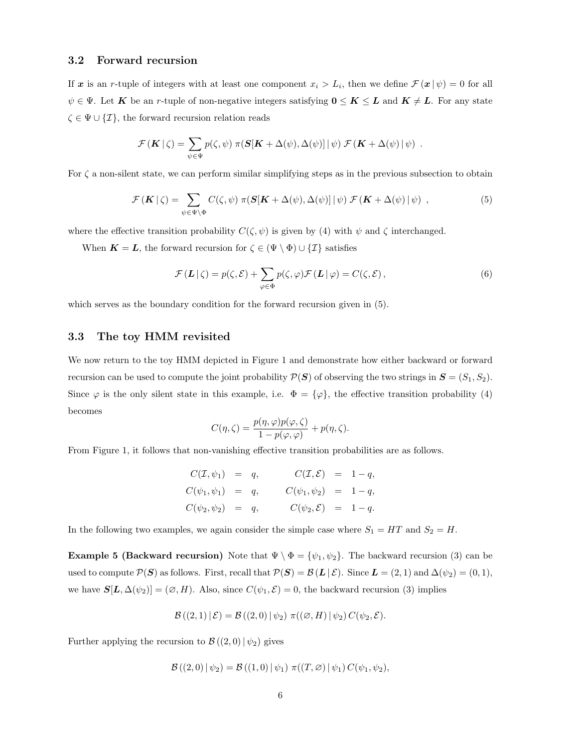### 3.2 Forward recursion

If $\boldsymbol{x}$ is an $r$-tuple of integers with at least one component $x_i > L_i$, then we define $\mathcal{F}(\boldsymbol{x} \,|\, \psi) = 0$ for all $\psi \in \Psi$. Let $\boldsymbol{K}$ be an $r$-tuple of non-negative integers satisfying $\boldsymbol{0} \leq \boldsymbol{K} \leq \boldsymbol{L}$ and $\boldsymbol{K} \neq \boldsymbol{L}$. For any state $\zeta \in \Psi \cup \{\mathcal{I}\}$, the forward recursion relation reads

$$\mathcal{F}(\boldsymbol{K} \,|\, \zeta) = \sum_{\psi \in \Psi} p(\zeta, \psi)\; \pi(\boldsymbol{S}[\boldsymbol{K} + \Delta(\psi), \Delta(\psi)] \,|\, \psi)\; \mathcal{F}(\boldsymbol{K} + \Delta(\psi) \,|\, \psi)\ .$$

For $\zeta$ a non-silent state, we can perform similar simplifying steps as in the previous subsection to obtain

$$\mathcal{F}(\boldsymbol{K} \,|\, \zeta) = \sum_{\psi \in \Psi \setminus \Phi} C(\zeta, \psi)\; \pi(\boldsymbol{S}[\boldsymbol{K} + \Delta(\psi), \Delta(\psi)] \,|\, \psi)\; \mathcal{F}(\boldsymbol{K} + \Delta(\psi) \,|\, \psi)\ , \tag{5}$$

where the effective transition probability $C(\zeta, \psi)$ is given by (4) with $\psi$ and $\zeta$ interchanged.

When $\boldsymbol{K} = \boldsymbol{L}$, the forward recursion for $\zeta \in (\Psi \setminus \Phi) \cup \{\mathcal{I}\}$ satisfies

$$\mathcal{F}(\boldsymbol{L} \,|\, \zeta) = p(\zeta, \mathcal{E}) + \sum_{\varphi \in \Phi} p(\zeta, \varphi) \mathcal{F}(\boldsymbol{L} \,|\, \varphi) = C(\zeta, \mathcal{E})\,, \tag{6}$$

which serves as the boundary condition for the forward recursion given in (5).

### 3.3 The toy HMM revisited

We now return to the toy HMM depicted in Figure 1 and demonstrate how either backward or forward recursion can be used to compute the joint probability $\mathcal{P}(\boldsymbol{S})$ of observing the two strings in $\boldsymbol{S} = (S_1, S_2)$. Since $\varphi$ is the only silent state in this example, i.e. $\Phi = \{\varphi\}$, the effective transition probability (4) becomes

$$C(\eta, \zeta) = \frac{p(\eta, \varphi) p(\varphi, \zeta)}{1 - p(\varphi, \varphi)} + p(\eta, \zeta).$$

From Figure 1, it follows that non-vanishing effective transition probabilities are as follows.

$$\begin{aligned}
C(\mathcal{I}, \psi_1) &= q, & C(\mathcal{I}, \mathcal{E}) &= 1 - q,\\
C(\psi_1, \psi_1) &= q, & C(\psi_1, \psi_2) &= 1 - q,\\
C(\psi_2, \psi_2) &= q, & C(\psi_2, \mathcal{E}) &= 1 - q.
\end{aligned}$$

In the following two examples, we again consider the simple case where $S_1 = HT$ and $S_2 = H$.

**Example 5 (Backward recursion)** Note that $\Psi \setminus \Phi = \{\psi_1, \psi_2\}$. The backward recursion (3) can be used to compute $\mathcal{P}(\boldsymbol{S})$ as follows. First, recall that $\mathcal{P}(\boldsymbol{S}) = \mathcal{B}(\boldsymbol{L} \,|\, \mathcal{E})$. Since $\boldsymbol{L} = (2, 1)$ and $\Delta(\psi_2) = (0, 1)$, we have $\boldsymbol{S}[\boldsymbol{L}, \Delta(\psi_2)] = (\varnothing, H)$. Also, since $C(\psi_1, \mathcal{E}) = 0$, the backward recursion (3) implies

$$\mathcal{B}((2,1) \,|\, \mathcal{E}) = \mathcal{B}((2,0) \,|\, \psi_2)\; \pi((\varnothing, H) \,|\, \psi_2)\, C(\psi_2, \mathcal{E}).$$

Further applying the recursion to $\mathcal{B}((2,0) \,|\, \psi_2)$ gives

$$\mathcal{B}((2,0) \,|\, \psi_2) = \mathcal{B}((1,0) \,|\, \psi_1)\; \pi((T, \varnothing) \,|\, \psi_1)\, C(\psi_1, \psi_2),$$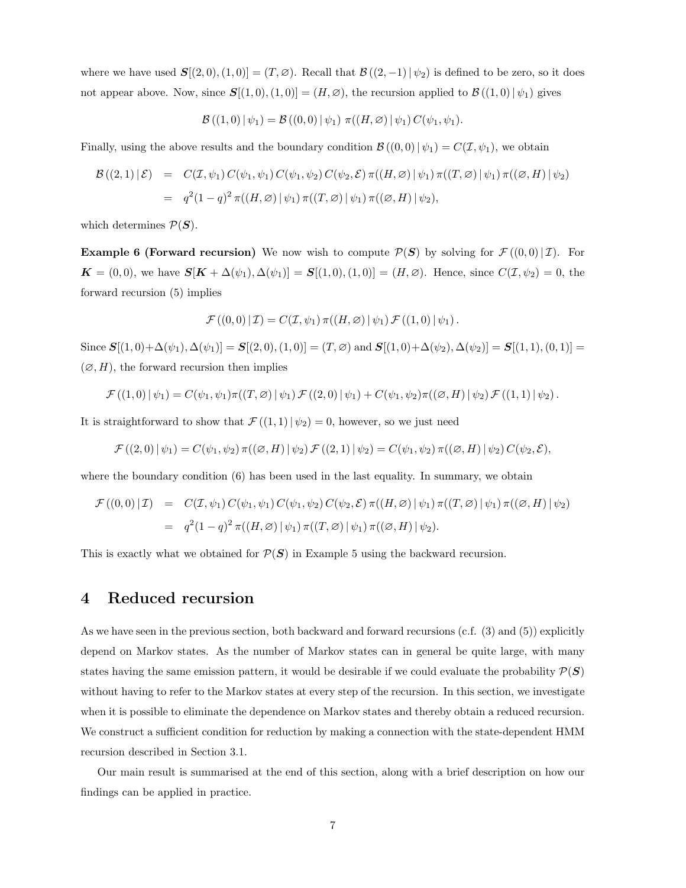where we have used $\boldsymbol{S}[(2,0),(1,0)] = (T, \varnothing)$. Recall that $\mathcal{B}((2,-1) \,|\, \psi_2)$ is defined to be zero, so it does not appear above. Now, since $\boldsymbol{S}[(1,0),(1,0)] = (H, \varnothing)$, the recursion applied to $\mathcal{B}((1,0) \,|\, \psi_1)$ gives

$$\mathcal{B}((1,0) \,|\, \psi_1) = \mathcal{B}((0,0) \,|\, \psi_1)\ \pi((H, \varnothing) \,|\, \psi_1)\, C(\psi_1, \psi_1).$$

Finally, using the above results and the boundary condition $\mathcal{B}((0,0) \,|\, \psi_1) = C(\mathcal{I}, \psi_1)$, we obtain

$$\begin{aligned}
\mathcal{B}((2,1) \,|\, \mathcal{E}) &= C(\mathcal{I}, \psi_1)\, C(\psi_1, \psi_1)\, C(\psi_1, \psi_2)\, C(\psi_2, \mathcal{E})\, \pi((H, \varnothing) \,|\, \psi_1)\, \pi((T, \varnothing) \,|\, \psi_1)\, \pi((\varnothing, H) \,|\, \psi_2) \\
&= q^2(1-q)^2\, \pi((H, \varnothing) \,|\, \psi_1)\, \pi((T, \varnothing) \,|\, \psi_1)\, \pi((\varnothing, H) \,|\, \psi_2),
\end{aligned}$$

which determines $\mathcal{P}(\boldsymbol{S})$.

**Example 6 (Forward recursion)** We now wish to compute $\mathcal{P}(\boldsymbol{S})$ by solving for $\mathcal{F}((0,0) \,|\, \mathcal{I})$. For $\boldsymbol{K} = (0,0)$, we have $\boldsymbol{S}[\boldsymbol{K} + \Delta(\psi_1), \Delta(\psi_1)] = \boldsymbol{S}[(1,0),(1,0)] = (H, \varnothing)$. Hence, since $C(\mathcal{I}, \psi_2) = 0$, the forward recursion (5) implies

$$\mathcal{F}((0,0) \,|\, \mathcal{I}) = C(\mathcal{I}, \psi_1)\, \pi((H, \varnothing) \,|\, \psi_1)\, \mathcal{F}((1,0) \,|\, \psi_1).$$

Since $\boldsymbol{S}[(1,0)+\Delta(\psi_1), \Delta(\psi_1)] = \boldsymbol{S}[(2,0),(1,0)] = (T, \varnothing)$ and $\boldsymbol{S}[(1,0)+\Delta(\psi_2), \Delta(\psi_2)] = \boldsymbol{S}[(1,1),(0,1)] = (\varnothing, H)$, the forward recursion then implies

$$\mathcal{F}((1,0) \,|\, \psi_1) = C(\psi_1, \psi_1) \pi((T, \varnothing) \,|\, \psi_1)\, \mathcal{F}((2,0) \,|\, \psi_1) + C(\psi_1, \psi_2) \pi((\varnothing, H) \,|\, \psi_2)\, \mathcal{F}((1,1) \,|\, \psi_2).$$

It is straightforward to show that $\mathcal{F}((1,1) \,|\, \psi_2) = 0$, however, so we just need

$$\mathcal{F}((2,0) \,|\, \psi_1) = C(\psi_1, \psi_2)\, \pi((\varnothing, H) \,|\, \psi_2)\, \mathcal{F}((2,1) \,|\, \psi_2) = C(\psi_1, \psi_2)\, \pi((\varnothing, H) \,|\, \psi_2)\, C(\psi_2, \mathcal{E}),$$

where the boundary condition (6) has been used in the last equality. In summary, we obtain

$$\begin{aligned}
\mathcal{F}((0,0) \,|\, \mathcal{I}) &= C(\mathcal{I}, \psi_1)\, C(\psi_1, \psi_1)\, C(\psi_1, \psi_2)\, C(\psi_2, \mathcal{E})\, \pi((H, \varnothing) \,|\, \psi_1)\, \pi((T, \varnothing) \,|\, \psi_1)\, \pi((\varnothing, H) \,|\, \psi_2) \\
&= q^2(1-q)^2\, \pi((H, \varnothing) \,|\, \psi_1)\, \pi((T, \varnothing) \,|\, \psi_1)\, \pi((\varnothing, H) \,|\, \psi_2).
\end{aligned}$$

This is exactly what we obtained for $\mathcal{P}(\boldsymbol{S})$ in Example 5 using the backward recursion.

# 4 Reduced recursion

As we have seen in the previous section, both backward and forward recursions (c.f. (3) and (5)) explicitly depend on Markov states. As the number of Markov states can in general be quite large, with many states having the same emission pattern, it would be desirable if we could evaluate the probability $\mathcal{P}(\boldsymbol{S})$ without having to refer to the Markov states at every step of the recursion. In this section, we investigate when it is possible to eliminate the dependence on Markov states and thereby obtain a reduced recursion. We construct a sufficient condition for reduction by making a connection with the state-dependent HMM recursion described in Section 3.1.

Our main result is summarised at the end of this section, along with a brief description on how our findings can be applied in practice.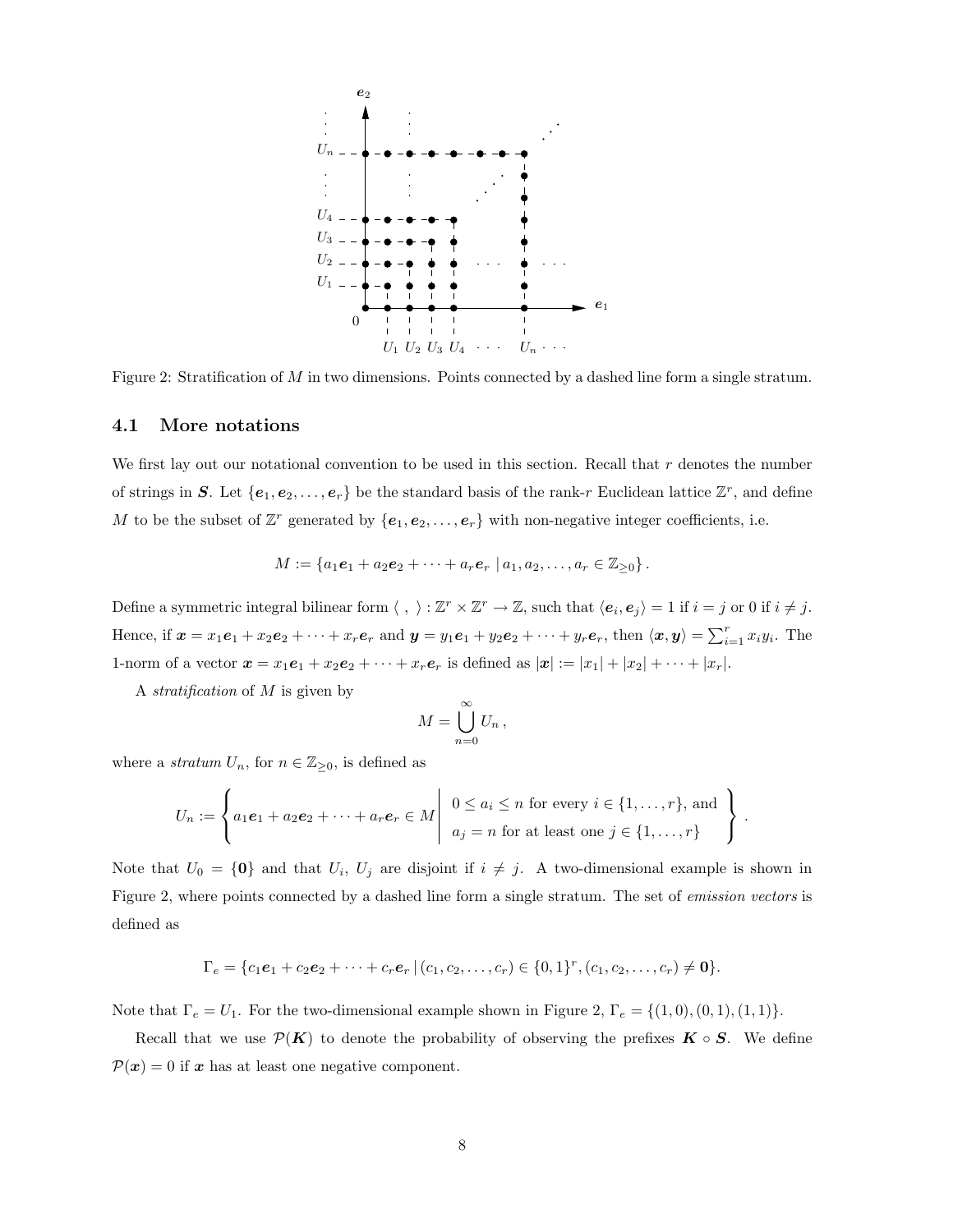Figure 2: Stratification of $M$ in two dimensions. Points connected by a dashed line form a single stratum.

### 4.1 More notations

We first lay out our notational convention to be used in this section. Recall that $r$ denotes the number of strings in $\boldsymbol{S}$. Let $\{\boldsymbol{e}_1, \boldsymbol{e}_2, \ldots, \boldsymbol{e}_r\}$ be the standard basis of the rank-$r$ Euclidean lattice $\mathbb{Z}^r$, and define $M$ to be the subset of $\mathbb{Z}^r$ generated by $\{\boldsymbol{e}_1, \boldsymbol{e}_2, \ldots, \boldsymbol{e}_r\}$ with non-negative integer coefficients, i.e.

$$M := \{a_1\boldsymbol{e}_1 + a_2\boldsymbol{e}_2 + \cdots + a_r\boldsymbol{e}_r \mid a_1, a_2, \ldots, a_r \in \mathbb{Z}_{\geq 0}\}.$$

Define a symmetric integral bilinear form $\langle\ ,\ \rangle : \mathbb{Z}^r \times \mathbb{Z}^r \to \mathbb{Z}$, such that $\langle \boldsymbol{e}_i, \boldsymbol{e}_j \rangle = 1$ if $i = j$ or 0 if $i \neq j$. Hence, if $\boldsymbol{x} = x_1\boldsymbol{e}_1 + x_2\boldsymbol{e}_2 + \cdots + x_r\boldsymbol{e}_r$ and $\boldsymbol{y} = y_1\boldsymbol{e}_1 + y_2\boldsymbol{e}_2 + \cdots + y_r\boldsymbol{e}_r$, then $\langle \boldsymbol{x}, \boldsymbol{y} \rangle = \sum_{i=1}^{r} x_i y_i$. The 1-norm of a vector $\boldsymbol{x} = x_1\boldsymbol{e}_1 + x_2\boldsymbol{e}_2 + \cdots + x_r\boldsymbol{e}_r$ is defined as $|\boldsymbol{x}| := |x_1| + |x_2| + \cdots + |x_r|$.

A *stratification* of $M$ is given by

$$M = \bigcup_{n=0}^{\infty} U_n\,,$$

where a *stratum* $U_n$, for $n \in \mathbb{Z}_{\geq 0}$, is defined as

$$U_n := \left\{ a_1\boldsymbol{e}_1 + a_2\boldsymbol{e}_2 + \cdots + a_r\boldsymbol{e}_r \in M \;\middle|\; \begin{array}{l} 0 \leq a_i \leq n \text{ for every } i \in \{1, \ldots, r\}, \text{ and} \\ a_j = n \text{ for at least one } j \in \{1, \ldots, r\} \end{array} \right\}.$$

Note that $U_0 = \{\boldsymbol{0}\}$ and that $U_i$, $U_j$ are disjoint if $i \neq j$. A two-dimensional example is shown in Figure 2, where points connected by a dashed line form a single stratum. The set of *emission vectors* is defined as

$$\Gamma_e = \{c_1\boldsymbol{e}_1 + c_2\boldsymbol{e}_2 + \cdots + c_r\boldsymbol{e}_r \,|\, (c_1, c_2, \ldots, c_r) \in \{0,1\}^r, (c_1, c_2, \ldots, c_r) \neq \boldsymbol{0}\}.$$

Note that $\Gamma_e = U_1$. For the two-dimensional example shown in Figure 2, $\Gamma_e = \{(1,0), (0,1), (1,1)\}$.

Recall that we use $\mathcal{P}(\boldsymbol{K})$ to denote the probability of observing the prefixes $\boldsymbol{K} \circ \boldsymbol{S}$. We define $\mathcal{P}(\boldsymbol{x}) = 0$ if $\boldsymbol{x}$ has at least one negative component.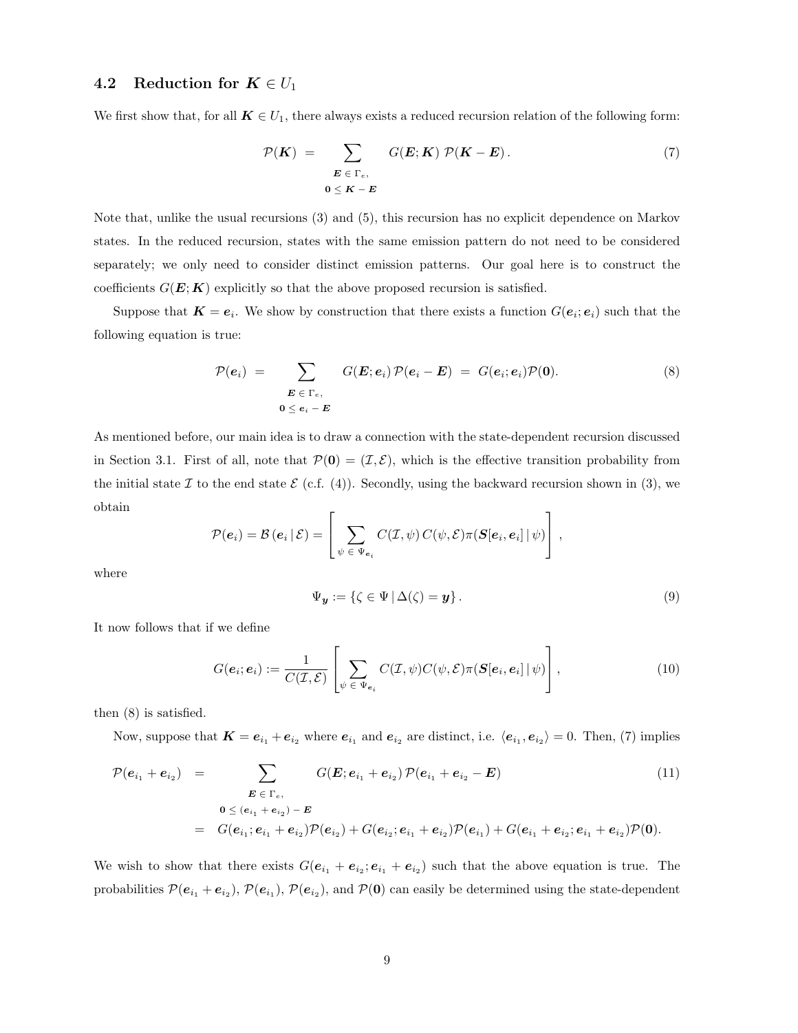### 4.2 Reduction for $\boldsymbol{K} \in U_1$

We first show that, for all $\boldsymbol{K} \in U_1$, there always exists a reduced recursion relation of the following form:

$$\mathcal{P}(\boldsymbol{K}) \;=\; \sum_{\substack{\boldsymbol{E}\,\in\,\Gamma_e,\\ \boldsymbol{0}\,\leq\,\boldsymbol{K}-\boldsymbol{E}}} G(\boldsymbol{E};\boldsymbol{K})\;\mathcal{P}(\boldsymbol{K}-\boldsymbol{E})\,. \tag{7}$$

Note that, unlike the usual recursions (3) and (5), this recursion has no explicit dependence on Markov states. In the reduced recursion, states with the same emission pattern do not need to be considered separately; we only need to consider distinct emission patterns. Our goal here is to construct the coefficients $G(\boldsymbol{E};\boldsymbol{K})$ explicitly so that the above proposed recursion is satisfied.

Suppose that $\boldsymbol{K} = \boldsymbol{e}_i$. We show by construction that there exists a function $G(\boldsymbol{e}_i;\boldsymbol{e}_i)$ such that the following equation is true:

$$\mathcal{P}(\boldsymbol{e}_i) \;=\; \sum_{\substack{\boldsymbol{E}\,\in\,\Gamma_e,\\ \boldsymbol{0}\,\leq\,\boldsymbol{e}_i-\boldsymbol{E}}} G(\boldsymbol{E};\boldsymbol{e}_i)\,\mathcal{P}(\boldsymbol{e}_i-\boldsymbol{E}) \;=\; G(\boldsymbol{e}_i;\boldsymbol{e}_i)\mathcal{P}(\boldsymbol{0}). \tag{8}$$

As mentioned before, our main idea is to draw a connection with the state-dependent recursion discussed in Section 3.1. First of all, note that $\mathcal{P}(\boldsymbol{0}) = (\mathcal{I},\mathcal{E})$, which is the effective transition probability from the initial state $\mathcal{I}$ to the end state $\mathcal{E}$ (c.f. (4)). Secondly, using the backward recursion shown in (3), we obtain

$$\mathcal{P}(\boldsymbol{e}_i) = \mathcal{B}\left(\boldsymbol{e}_i\,|\,\mathcal{E}\right) = \left[\sum_{\psi\,\in\,\Psi_{\boldsymbol{e}_i}} C(\mathcal{I},\psi)\,C(\psi,\mathcal{E})\pi(\boldsymbol{S}[\boldsymbol{e}_i,\boldsymbol{e}_i]\,|\,\psi)\right],$$

where

$$\Psi_{\boldsymbol{y}} := \{\zeta\in\Psi\,|\,\Delta(\zeta)=\boldsymbol{y}\}\,. \tag{9}$$

It now follows that if we define

$$G(\boldsymbol{e}_i;\boldsymbol{e}_i) := \frac{1}{C(\mathcal{I},\mathcal{E})}\left[\sum_{\psi\,\in\,\Psi_{\boldsymbol{e}_i}} C(\mathcal{I},\psi)C(\psi,\mathcal{E})\pi(\boldsymbol{S}[\boldsymbol{e}_i,\boldsymbol{e}_i]\,|\,\psi)\right], \tag{10}$$

then (8) is satisfied.

Now, suppose that $\boldsymbol{K} = \boldsymbol{e}_{i_1} + \boldsymbol{e}_{i_2}$ where $\boldsymbol{e}_{i_1}$ and $\boldsymbol{e}_{i_2}$ are distinct, i.e. $\langle \boldsymbol{e}_{i_1}, \boldsymbol{e}_{i_2}\rangle = 0$. Then, (7) implies

$$\begin{aligned}
\mathcal{P}(\boldsymbol{e}_{i_1}+\boldsymbol{e}_{i_2}) \;&=\; \sum_{\substack{\boldsymbol{E}\,\in\,\Gamma_e,\\ \boldsymbol{0}\,\leq\,(\boldsymbol{e}_{i_1}+\boldsymbol{e}_{i_2})-\boldsymbol{E}}} G(\boldsymbol{E};\boldsymbol{e}_{i_1}+\boldsymbol{e}_{i_2})\,\mathcal{P}(\boldsymbol{e}_{i_1}+\boldsymbol{e}_{i_2}-\boldsymbol{E}) \qquad (11)\\
&=\; G(\boldsymbol{e}_{i_1};\boldsymbol{e}_{i_1}+\boldsymbol{e}_{i_2})\mathcal{P}(\boldsymbol{e}_{i_2}) + G(\boldsymbol{e}_{i_2};\boldsymbol{e}_{i_1}+\boldsymbol{e}_{i_2})\mathcal{P}(\boldsymbol{e}_{i_1}) + G(\boldsymbol{e}_{i_1}+\boldsymbol{e}_{i_2};\boldsymbol{e}_{i_1}+\boldsymbol{e}_{i_2})\mathcal{P}(\boldsymbol{0}).
\end{aligned}$$

We wish to show that there exists $G(\boldsymbol{e}_{i_1}+\boldsymbol{e}_{i_2};\boldsymbol{e}_{i_1}+\boldsymbol{e}_{i_2})$ such that the above equation is true. The probabilities $\mathcal{P}(\boldsymbol{e}_{i_1}+\boldsymbol{e}_{i_2})$, $\mathcal{P}(\boldsymbol{e}_{i_1})$, $\mathcal{P}(\boldsymbol{e}_{i_2})$, and $\mathcal{P}(\boldsymbol{0})$ can easily be determined using the state-dependent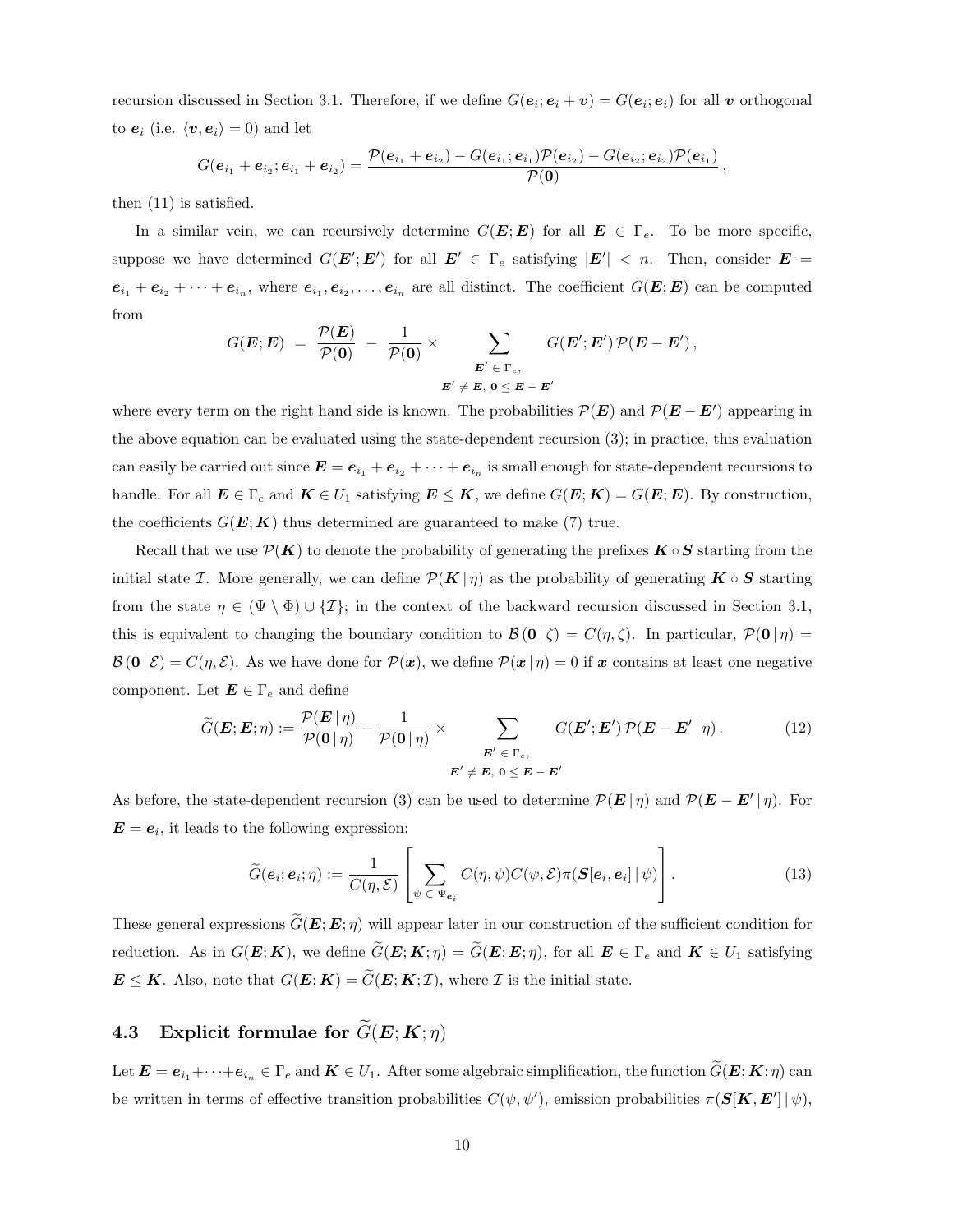recursion discussed in Section 3.1. Therefore, if we define $G(\boldsymbol{e}_i; \boldsymbol{e}_i + \boldsymbol{v}) = G(\boldsymbol{e}_i; \boldsymbol{e}_i)$ for all $\boldsymbol{v}$ orthogonal to $\boldsymbol{e}_i$ (i.e. $\langle \boldsymbol{v}, \boldsymbol{e}_i \rangle = 0$) and let

$$G(\boldsymbol{e}_{i_1} + \boldsymbol{e}_{i_2}; \boldsymbol{e}_{i_1} + \boldsymbol{e}_{i_2}) = \frac{\mathcal{P}(\boldsymbol{e}_{i_1} + \boldsymbol{e}_{i_2}) - G(\boldsymbol{e}_{i_1}; \boldsymbol{e}_{i_1})\mathcal{P}(\boldsymbol{e}_{i_2}) - G(\boldsymbol{e}_{i_2}; \boldsymbol{e}_{i_2})\mathcal{P}(\boldsymbol{e}_{i_1})}{\mathcal{P}(\boldsymbol{0})},$$

then (11) is satisfied.

In a similar vein, we can recursively determine $G(\boldsymbol{E}; \boldsymbol{E})$ for all $\boldsymbol{E} \in \Gamma_e$. To be more specific, suppose we have determined $G(\boldsymbol{E}'; \boldsymbol{E}')$ for all $\boldsymbol{E}' \in \Gamma_e$ satisfying $|\boldsymbol{E}'| < n$. Then, consider $\boldsymbol{E} = \boldsymbol{e}_{i_1} + \boldsymbol{e}_{i_2} + \cdots + \boldsymbol{e}_{i_n}$, where $\boldsymbol{e}_{i_1}, \boldsymbol{e}_{i_2}, \ldots, \boldsymbol{e}_{i_n}$ are all distinct. The coefficient $G(\boldsymbol{E}; \boldsymbol{E})$ can be computed from

$$G(\boldsymbol{E}; \boldsymbol{E}) \;=\; \frac{\mathcal{P}(\boldsymbol{E})}{\mathcal{P}(\boldsymbol{0})} \;-\; \frac{1}{\mathcal{P}(\boldsymbol{0})} \times \sum_{\substack{\boldsymbol{E}' \,\in\, \Gamma_e, \\ \boldsymbol{E}' \neq \boldsymbol{E},\; \boldsymbol{0} \leq \boldsymbol{E} - \boldsymbol{E}'}} G(\boldsymbol{E}'; \boldsymbol{E}')\, \mathcal{P}(\boldsymbol{E} - \boldsymbol{E}'),$$

where every term on the right hand side is known. The probabilities $\mathcal{P}(\boldsymbol{E})$ and $\mathcal{P}(\boldsymbol{E} - \boldsymbol{E}')$ appearing in the above equation can be evaluated using the state-dependent recursion (3); in practice, this evaluation can easily be carried out since $\boldsymbol{E} = \boldsymbol{e}_{i_1} + \boldsymbol{e}_{i_2} + \cdots + \boldsymbol{e}_{i_n}$ is small enough for state-dependent recursions to handle. For all $\boldsymbol{E} \in \Gamma_e$ and $\boldsymbol{K} \in U_1$ satisfying $\boldsymbol{E} \leq \boldsymbol{K}$, we define $G(\boldsymbol{E}; \boldsymbol{K}) = G(\boldsymbol{E}; \boldsymbol{E})$. By construction, the coefficients $G(\boldsymbol{E}; \boldsymbol{K})$ thus determined are guaranteed to make (7) true.

Recall that we use $\mathcal{P}(\boldsymbol{K})$ to denote the probability of generating the prefixes $\boldsymbol{K} \circ \boldsymbol{S}$ starting from the initial state $\mathcal{I}$. More generally, we can define $\mathcal{P}(\boldsymbol{K} \,|\, \eta)$ as the probability of generating $\boldsymbol{K} \circ \boldsymbol{S}$ starting from the state $\eta \in (\Psi \setminus \Phi) \cup \{\mathcal{I}\}$; in the context of the backward recursion discussed in Section 3.1, this is equivalent to changing the boundary condition to $\mathcal{B}(\boldsymbol{0} \,|\, \zeta) = C(\eta, \zeta)$. In particular, $\mathcal{P}(\boldsymbol{0} \,|\, \eta) = \mathcal{B}(\boldsymbol{0} \,|\, \mathcal{E}) = C(\eta, \mathcal{E})$. As we have done for $\mathcal{P}(\boldsymbol{x})$, we define $\mathcal{P}(\boldsymbol{x} \,|\, \eta) = 0$ if $\boldsymbol{x}$ contains at least one negative component. Let $\boldsymbol{E} \in \Gamma_e$ and define

$$\widetilde{G}(\boldsymbol{E}; \boldsymbol{E}; \eta) := \frac{\mathcal{P}(\boldsymbol{E} \,|\, \eta)}{\mathcal{P}(\boldsymbol{0} \,|\, \eta)} - \frac{1}{\mathcal{P}(\boldsymbol{0} \,|\, \eta)} \times \sum_{\substack{\boldsymbol{E}' \,\in\, \Gamma_e, \\ \boldsymbol{E}' \neq \boldsymbol{E},\; \boldsymbol{0} \leq \boldsymbol{E} - \boldsymbol{E}'}} G(\boldsymbol{E}'; \boldsymbol{E}')\, \mathcal{P}(\boldsymbol{E} - \boldsymbol{E}' \,|\, \eta). \tag{12}$$

As before, the state-dependent recursion (3) can be used to determine $\mathcal{P}(\boldsymbol{E} \,|\, \eta)$ and $\mathcal{P}(\boldsymbol{E} - \boldsymbol{E}' \,|\, \eta)$. For $\boldsymbol{E} = \boldsymbol{e}_i$, it leads to the following expression:

$$\widetilde{G}(\boldsymbol{e}_i; \boldsymbol{e}_i; \eta) := \frac{1}{C(\eta, \mathcal{E})} \left[ \sum_{\psi \,\in\, \Psi_{\boldsymbol{e}_i}} C(\eta, \psi) C(\psi, \mathcal{E}) \pi(\boldsymbol{S}[\boldsymbol{e}_i, \boldsymbol{e}_i] \,|\, \psi) \right]. \tag{13}$$

These general expressions $\widetilde{G}(\boldsymbol{E}; \boldsymbol{E}; \eta)$ will appear later in our construction of the sufficient condition for reduction. As in $G(\boldsymbol{E}; \boldsymbol{K})$, we define $\widetilde{G}(\boldsymbol{E}; \boldsymbol{K}; \eta) = \widetilde{G}(\boldsymbol{E}; \boldsymbol{E}; \eta)$, for all $\boldsymbol{E} \in \Gamma_e$ and $\boldsymbol{K} \in U_1$ satisfying $\boldsymbol{E} \leq \boldsymbol{K}$. Also, note that $G(\boldsymbol{E}; \boldsymbol{K}) = \widetilde{G}(\boldsymbol{E}; \boldsymbol{K}; \mathcal{I})$, where $\mathcal{I}$ is the initial state.

## 4.3 Explicit formulae for $\widetilde{G}(\boldsymbol{E}; \boldsymbol{K}; \eta)$

Let $\boldsymbol{E} = \boldsymbol{e}_{i_1} + \cdots + \boldsymbol{e}_{i_n} \in \Gamma_e$ and $\boldsymbol{K} \in U_1$. After some algebraic simplification, the function $\widetilde{G}(\boldsymbol{E}; \boldsymbol{K}; \eta)$ can be written in terms of effective transition probabilities $C(\psi, \psi')$, emission probabilities $\pi(\boldsymbol{S}[\boldsymbol{K}, \boldsymbol{E}'] \,|\, \psi)$,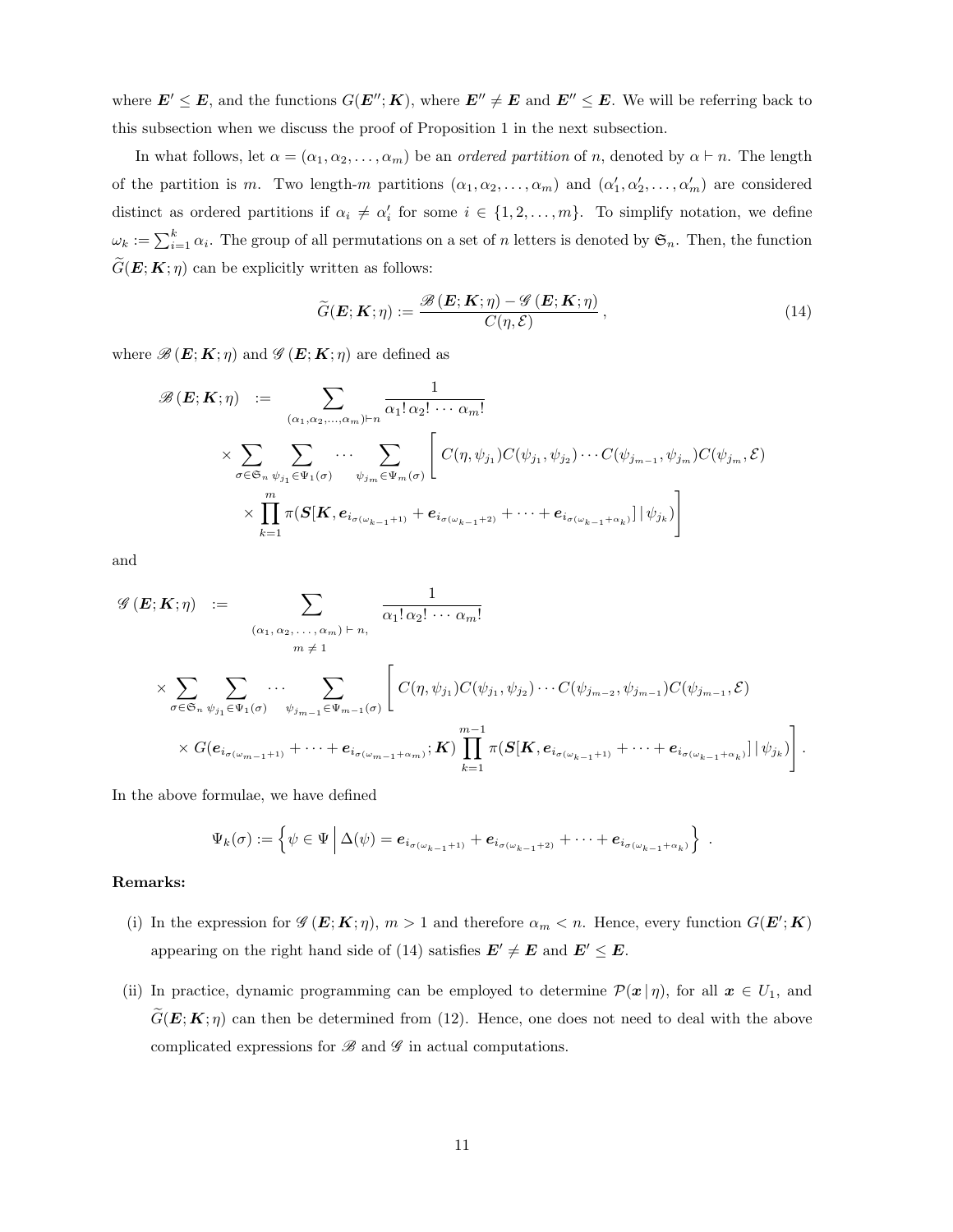where $\boldsymbol{E}' \leq \boldsymbol{E}$, and the functions $G(\boldsymbol{E}''; \boldsymbol{K})$, where $\boldsymbol{E}'' \neq \boldsymbol{E}$ and $\boldsymbol{E}'' \leq \boldsymbol{E}$. We will be referring back to this subsection when we discuss the proof of Proposition 1 in the next subsection.

In what follows, let $\alpha = (\alpha_1, \alpha_2, \ldots, \alpha_m)$ be an *ordered partition* of $n$, denoted by $\alpha \vdash n$. The length of the partition is $m$. Two length-$m$ partitions $(\alpha_1, \alpha_2, \ldots, \alpha_m)$ and $(\alpha_1', \alpha_2', \ldots, \alpha_m')$ are considered distinct as ordered partitions if $\alpha_i \neq \alpha_i'$ for some $i \in \{1, 2, \ldots, m\}$. To simplify notation, we define $\omega_k := \sum_{i=1}^{k} \alpha_i$. The group of all permutations on a set of $n$ letters is denoted by $\mathfrak{S}_n$. Then, the function $\widetilde{G}(\boldsymbol{E}; \boldsymbol{K}; \eta)$ can be explicitly written as follows:

$$
\widetilde{G}(\boldsymbol{E}; \boldsymbol{K}; \eta) := \frac{\mathscr{B}(\boldsymbol{E}; \boldsymbol{K}; \eta) - \mathscr{G}(\boldsymbol{E}; \boldsymbol{K}; \eta)}{C(\eta, \mathcal{E})}, \tag{14}
$$

where $\mathscr{B}(\boldsymbol{E}; \boldsymbol{K}; \eta)$ and $\mathscr{G}(\boldsymbol{E}; \boldsymbol{K}; \eta)$ are defined as

$$
\begin{aligned}
\mathscr{B}(\boldsymbol{E}; \boldsymbol{K}; \eta) \quad := & \sum_{(\alpha_1, \alpha_2, \ldots, \alpha_m) \vdash n} \frac{1}{\alpha_1! \, \alpha_2! \cdots \alpha_m!} \\
& \times \sum_{\sigma \in \mathfrak{S}_n} \sum_{\psi_{j_1} \in \Psi_1(\sigma)} \cdots \sum_{\psi_{j_m} \in \Psi_m(\sigma)} \Bigg[ C(\eta, \psi_{j_1}) C(\psi_{j_1}, \psi_{j_2}) \cdots C(\psi_{j_{m-1}}, \psi_{j_m}) C(\psi_{j_m}, \mathcal{E}) \\
& \quad \times \prod_{k=1}^{m} \pi(\boldsymbol{S}[\boldsymbol{K}, \boldsymbol{e}_{i_{\sigma(\omega_{k-1}+1)}} + \boldsymbol{e}_{i_{\sigma(\omega_{k-1}+2)}} + \cdots + \boldsymbol{e}_{i_{\sigma(\omega_{k-1}+\alpha_k)}}] \,|\, \psi_{j_k}) \Bigg]
\end{aligned}
$$

and

$$
\begin{aligned}
\mathscr{G}(\boldsymbol{E}; \boldsymbol{K}; \eta) \quad := & \sum_{\substack{(\alpha_1, \alpha_2, \ldots, \alpha_m) \vdash n, \\ m \neq 1}} \frac{1}{\alpha_1! \, \alpha_2! \cdots \alpha_m!} \\
\times & \sum_{\sigma \in \mathfrak{S}_n} \sum_{\psi_{j_1} \in \Psi_1(\sigma)} \cdots \sum_{\psi_{j_{m-1}} \in \Psi_{m-1}(\sigma)} \Bigg[ C(\eta, \psi_{j_1}) C(\psi_{j_1}, \psi_{j_2}) \cdots C(\psi_{j_{m-2}}, \psi_{j_{m-1}}) C(\psi_{j_{m-1}}, \mathcal{E}) \\
& \times G(\boldsymbol{e}_{i_{\sigma(\omega_{m-1}+1)}} + \cdots + \boldsymbol{e}_{i_{\sigma(\omega_{m-1}+\alpha_m)}}; \boldsymbol{K}) \prod_{k=1}^{m-1} \pi(\boldsymbol{S}[\boldsymbol{K}, \boldsymbol{e}_{i_{\sigma(\omega_{k-1}+1)}} + \cdots + \boldsymbol{e}_{i_{\sigma(\omega_{k-1}+\alpha_k)}}] \,|\, \psi_{j_k}) \Bigg].
\end{aligned}
$$

In the above formulae, we have defined

$$
\Psi_k(\sigma) := \left\{ \psi \in \Psi \,\middle|\, \Delta(\psi) = \boldsymbol{e}_{i_{\sigma(\omega_{k-1}+1)}} + \boldsymbol{e}_{i_{\sigma(\omega_{k-1}+2)}} + \cdots + \boldsymbol{e}_{i_{\sigma(\omega_{k-1}+\alpha_k)}} \right\} .
$$

**Remarks:**

(i) In the expression for $\mathscr{G}(\boldsymbol{E}; \boldsymbol{K}; \eta)$, $m > 1$ and therefore $\alpha_m < n$. Hence, every function $G(\boldsymbol{E}'; \boldsymbol{K})$ appearing on the right hand side of (14) satisfies $\boldsymbol{E}' \neq \boldsymbol{E}$ and $\boldsymbol{E}' \leq \boldsymbol{E}$.

(ii) In practice, dynamic programming can be employed to determine $\mathcal{P}(\boldsymbol{x} \,|\, \eta)$, for all $\boldsymbol{x} \in U_1$, and $\widetilde{G}(\boldsymbol{E}; \boldsymbol{K}; \eta)$ can then be determined from (12). Hence, one does not need to deal with the above complicated expressions for $\mathscr{B}$ and $\mathscr{G}$ in actual computations.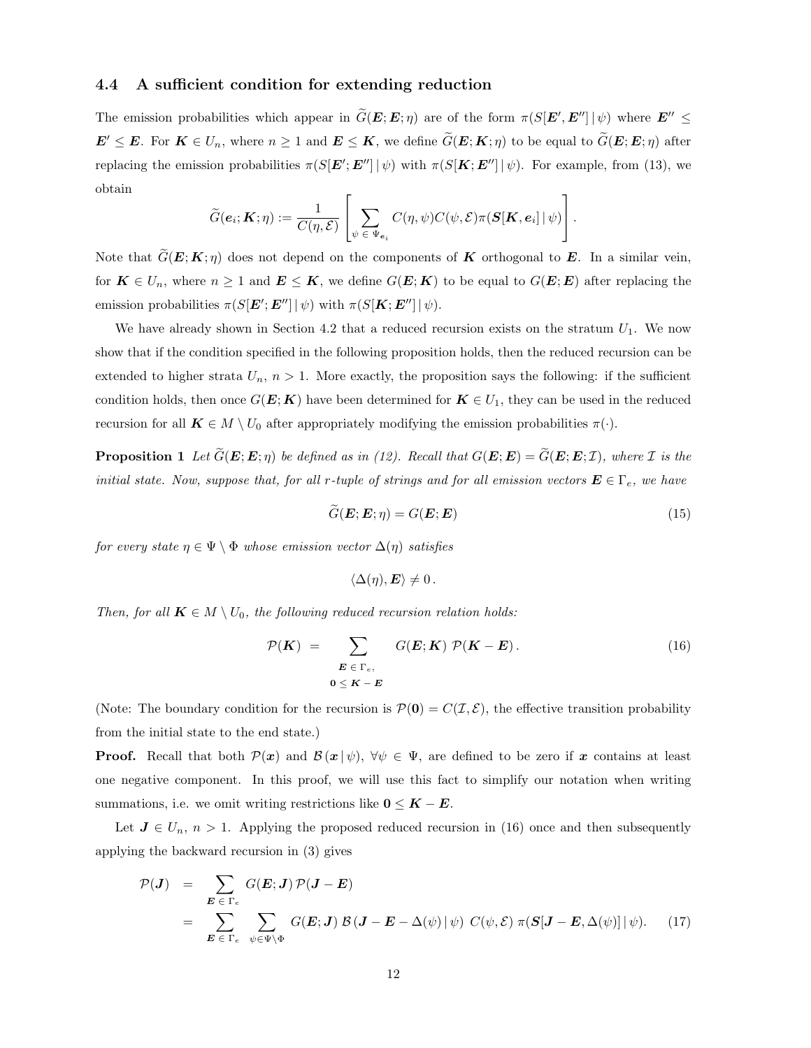### 4.4 A sufficient condition for extending reduction

The emission probabilities which appear in $\widetilde{G}(\boldsymbol{E};\boldsymbol{E};\eta)$ are of the form $\pi(S[\boldsymbol{E}',\boldsymbol{E}''] \,|\, \psi)$ where $\boldsymbol{E}'' \leq \boldsymbol{E}' \leq \boldsymbol{E}$. For $\boldsymbol{K} \in U_n$, where $n \geq 1$ and $\boldsymbol{E} \leq \boldsymbol{K}$, we define $\widetilde{G}(\boldsymbol{E};\boldsymbol{K};\eta)$ to be equal to $\widetilde{G}(\boldsymbol{E};\boldsymbol{E};\eta)$ after replacing the emission probabilities $\pi(S[\boldsymbol{E}';\boldsymbol{E}''] \,|\, \psi)$ with $\pi(S[\boldsymbol{K};\boldsymbol{E}''] \,|\, \psi)$. For example, from (13), we obtain

$$\widetilde{G}(\boldsymbol{e}_i;\boldsymbol{K};\eta) := \frac{1}{C(\eta,\mathcal{E})}\left[\sum_{\psi \,\in\, \Psi_{\boldsymbol{e}_i}} C(\eta,\psi)C(\psi,\mathcal{E})\pi(\boldsymbol{S}[\boldsymbol{K},\boldsymbol{e}_i] \,|\, \psi)\right].$$

Note that $\widetilde{G}(\boldsymbol{E};\boldsymbol{K};\eta)$ does not depend on the components of $\boldsymbol{K}$ orthogonal to $\boldsymbol{E}$. In a similar vein, for $\boldsymbol{K} \in U_n$, where $n \geq 1$ and $\boldsymbol{E} \leq \boldsymbol{K}$, we define $G(\boldsymbol{E};\boldsymbol{K})$ to be equal to $G(\boldsymbol{E};\boldsymbol{E})$ after replacing the emission probabilities $\pi(S[\boldsymbol{E}';\boldsymbol{E}''] \,|\, \psi)$ with $\pi(S[\boldsymbol{K};\boldsymbol{E}''] \,|\, \psi)$.

We have already shown in Section 4.2 that a reduced recursion exists on the stratum $U_1$. We now show that if the condition specified in the following proposition holds, then the reduced recursion can be extended to higher strata $U_n$, $n > 1$. More exactly, the proposition says the following: if the sufficient condition holds, then once $G(\boldsymbol{E};\boldsymbol{K})$ have been determined for $\boldsymbol{K} \in U_1$, they can be used in the reduced recursion for all $\boldsymbol{K} \in M \setminus U_0$ after appropriately modifying the emission probabilities $\pi(\cdot)$.

**Proposition 1** *Let $\widetilde{G}(\boldsymbol{E};\boldsymbol{E};\eta)$ be defined as in (12). Recall that $G(\boldsymbol{E};\boldsymbol{E}) = \widetilde{G}(\boldsymbol{E};\boldsymbol{E};\mathcal{I})$, where $\mathcal{I}$ is the initial state. Now, suppose that, for all $r$-tuple of strings and for all emission vectors $\boldsymbol{E} \in \Gamma_e$, we have*

$$\widetilde{G}(\boldsymbol{E};\boldsymbol{E};\eta) = G(\boldsymbol{E};\boldsymbol{E}) \tag{15}$$

*for every state $\eta \in \Psi \setminus \Phi$ whose emission vector $\Delta(\eta)$ satisfies*

$$\langle \Delta(\eta), \boldsymbol{E} \rangle \neq 0\,.$$

*Then, for all $\boldsymbol{K} \in M \setminus U_0$, the following reduced recursion relation holds:*

$$\mathcal{P}(\boldsymbol{K}) \;=\; \sum_{\substack{\boldsymbol{E} \,\in\, \Gamma_e, \\ \boldsymbol{0} \,\leq\, \boldsymbol{K}-\boldsymbol{E}}} G(\boldsymbol{E};\boldsymbol{K})\; \mathcal{P}(\boldsymbol{K}-\boldsymbol{E})\,. \tag{16}$$

(Note: The boundary condition for the recursion is $\mathcal{P}(\boldsymbol{0}) = C(\mathcal{I},\mathcal{E})$, the effective transition probability from the initial state to the end state.)

**Proof.** Recall that both $\mathcal{P}(\boldsymbol{x})$ and $\mathcal{B}\,(\boldsymbol{x} \,|\, \psi)$, $\forall \psi \in \Psi$, are defined to be zero if $\boldsymbol{x}$ contains at least one negative component. In this proof, we will use this fact to simplify our notation when writing summations, i.e. we omit writing restrictions like $\boldsymbol{0} \leq \boldsymbol{K}-\boldsymbol{E}$.

Let $\boldsymbol{J} \in U_n$, $n > 1$. Applying the proposed reduced recursion in (16) once and then subsequently applying the backward recursion in (3) gives

$$\begin{aligned}
\mathcal{P}(\boldsymbol{J}) \;&=\; \sum_{\boldsymbol{E} \,\in\, \Gamma_e} G(\boldsymbol{E};\boldsymbol{J})\,\mathcal{P}(\boldsymbol{J}-\boldsymbol{E}) \\
&=\; \sum_{\boldsymbol{E} \,\in\, \Gamma_e} \;\sum_{\psi \in \Psi\setminus\Phi} G(\boldsymbol{E};\boldsymbol{J})\;\mathcal{B}\,(\boldsymbol{J}-\boldsymbol{E}-\Delta(\psi) \,|\, \psi)\;\, C(\psi,\mathcal{E})\;\pi(\boldsymbol{S}[\boldsymbol{J}-\boldsymbol{E},\Delta(\psi)] \,|\, \psi).
\end{aligned} \tag{17}$$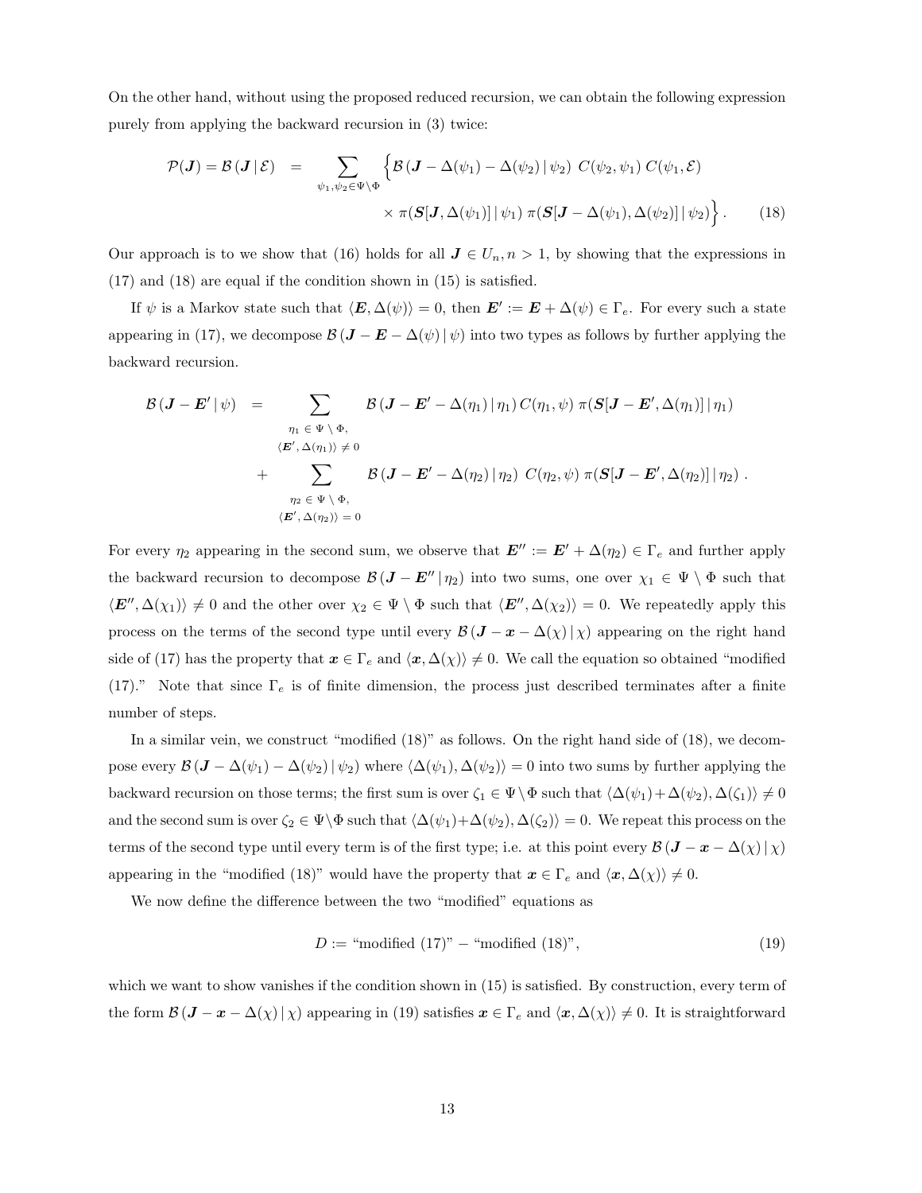On the other hand, without using the proposed reduced recursion, we can obtain the following expression purely from applying the backward recursion in (3) twice:

$$
\begin{aligned}
\mathcal{P}(\boldsymbol{J}) = \mathcal{B}\left(\boldsymbol{J}\,|\,\mathcal{E}\right) \;=\; \sum_{\psi_1,\psi_2\in\Psi\setminus\Phi} \Big\{ & \mathcal{B}\left(\boldsymbol{J}-\Delta(\psi_1)-\Delta(\psi_2)\,|\,\psi_2\right)\; C(\psi_2,\psi_1)\; C(\psi_1,\mathcal{E}) \\
& \times\, \pi(\boldsymbol{S}[\boldsymbol{J},\Delta(\psi_1)]\,|\,\psi_1)\; \pi(\boldsymbol{S}[\boldsymbol{J}-\Delta(\psi_1),\Delta(\psi_2)]\,|\,\psi_2)\Big\}. \qquad (18)
\end{aligned}
$$

Our approach is to we show that (16) holds for all $\boldsymbol{J}\in U_n, n>1$, by showing that the expressions in (17) and (18) are equal if the condition shown in (15) is satisfied.

If $\psi$ is a Markov state such that $\langle \boldsymbol{E},\Delta(\psi)\rangle = 0$, then $\boldsymbol{E}' := \boldsymbol{E}+\Delta(\psi)\in\Gamma_e$. For every such a state appearing in (17), we decompose $\mathcal{B}\left(\boldsymbol{J}-\boldsymbol{E}-\Delta(\psi)\,|\,\psi\right)$ into two types as follows by further applying the backward recursion.

$$
\begin{aligned}
\mathcal{B}\left(\boldsymbol{J}-\boldsymbol{E}'\,|\,\psi\right) \;=\; & \sum_{\substack{\eta_1\,\in\,\Psi\setminus\Phi,\\ \langle \boldsymbol{E}',\Delta(\eta_1)\rangle\neq 0}} \mathcal{B}\left(\boldsymbol{J}-\boldsymbol{E}'-\Delta(\eta_1)\,|\,\eta_1\right) C(\eta_1,\psi)\; \pi(\boldsymbol{S}[\boldsymbol{J}-\boldsymbol{E}',\Delta(\eta_1)]\,|\,\eta_1) \\
& + \sum_{\substack{\eta_2\,\in\,\Psi\setminus\Phi,\\ \langle \boldsymbol{E}',\Delta(\eta_2)\rangle = 0}} \mathcal{B}\left(\boldsymbol{J}-\boldsymbol{E}'-\Delta(\eta_2)\,|\,\eta_2\right)\; C(\eta_2,\psi)\; \pi(\boldsymbol{S}[\boldsymbol{J}-\boldsymbol{E}',\Delta(\eta_2)]\,|\,\eta_2)\;.
\end{aligned}
$$

For every $\eta_2$ appearing in the second sum, we observe that $\boldsymbol{E}'' := \boldsymbol{E}'+\Delta(\eta_2)\in\Gamma_e$ and further apply the backward recursion to decompose $\mathcal{B}\left(\boldsymbol{J}-\boldsymbol{E}''\,|\,\eta_2\right)$ into two sums, one over $\chi_1\in\Psi\setminus\Phi$ such that $\langle \boldsymbol{E}'',\Delta(\chi_1)\rangle\neq 0$ and the other over $\chi_2\in\Psi\setminus\Phi$ such that $\langle \boldsymbol{E}'',\Delta(\chi_2)\rangle = 0$. We repeatedly apply this process on the terms of the second type until every $\mathcal{B}\left(\boldsymbol{J}-\boldsymbol{x}-\Delta(\chi)\,|\,\chi\right)$ appearing on the right hand side of (17) has the property that $\boldsymbol{x}\in\Gamma_e$ and $\langle \boldsymbol{x},\Delta(\chi)\rangle\neq 0$. We call the equation so obtained "modified (17)." Note that since $\Gamma_e$ is of finite dimension, the process just described terminates after a finite number of steps.

In a similar vein, we construct "modified (18)" as follows. On the right hand side of (18), we decompose every $\mathcal{B}\left(\boldsymbol{J}-\Delta(\psi_1)-\Delta(\psi_2)\,|\,\psi_2\right)$ where $\langle \Delta(\psi_1),\Delta(\psi_2)\rangle = 0$ into two sums by further applying the backward recursion on those terms; the first sum is over $\zeta_1\in\Psi\setminus\Phi$ such that $\langle \Delta(\psi_1)+\Delta(\psi_2),\Delta(\zeta_1)\rangle\neq 0$ and the second sum is over $\zeta_2\in\Psi\setminus\Phi$ such that $\langle \Delta(\psi_1)+\Delta(\psi_2),\Delta(\zeta_2)\rangle = 0$. We repeat this process on the terms of the second type until every term is of the first type; i.e. at this point every $\mathcal{B}\left(\boldsymbol{J}-\boldsymbol{x}-\Delta(\chi)\,|\,\chi\right)$ appearing in the "modified (18)" would have the property that $\boldsymbol{x}\in\Gamma_e$ and $\langle \boldsymbol{x},\Delta(\chi)\rangle\neq 0$.

We now define the difference between the two "modified" equations as

$$
D := \text{“modified (17)”} - \text{“modified (18)”}, \qquad (19)
$$

which we want to show vanishes if the condition shown in (15) is satisfied. By construction, every term of the form $\mathcal{B}\left(\boldsymbol{J}-\boldsymbol{x}-\Delta(\chi)\,|\,\chi\right)$ appearing in (19) satisfies $\boldsymbol{x}\in\Gamma_e$ and $\langle \boldsymbol{x},\Delta(\chi)\rangle\neq 0$. It is straightforward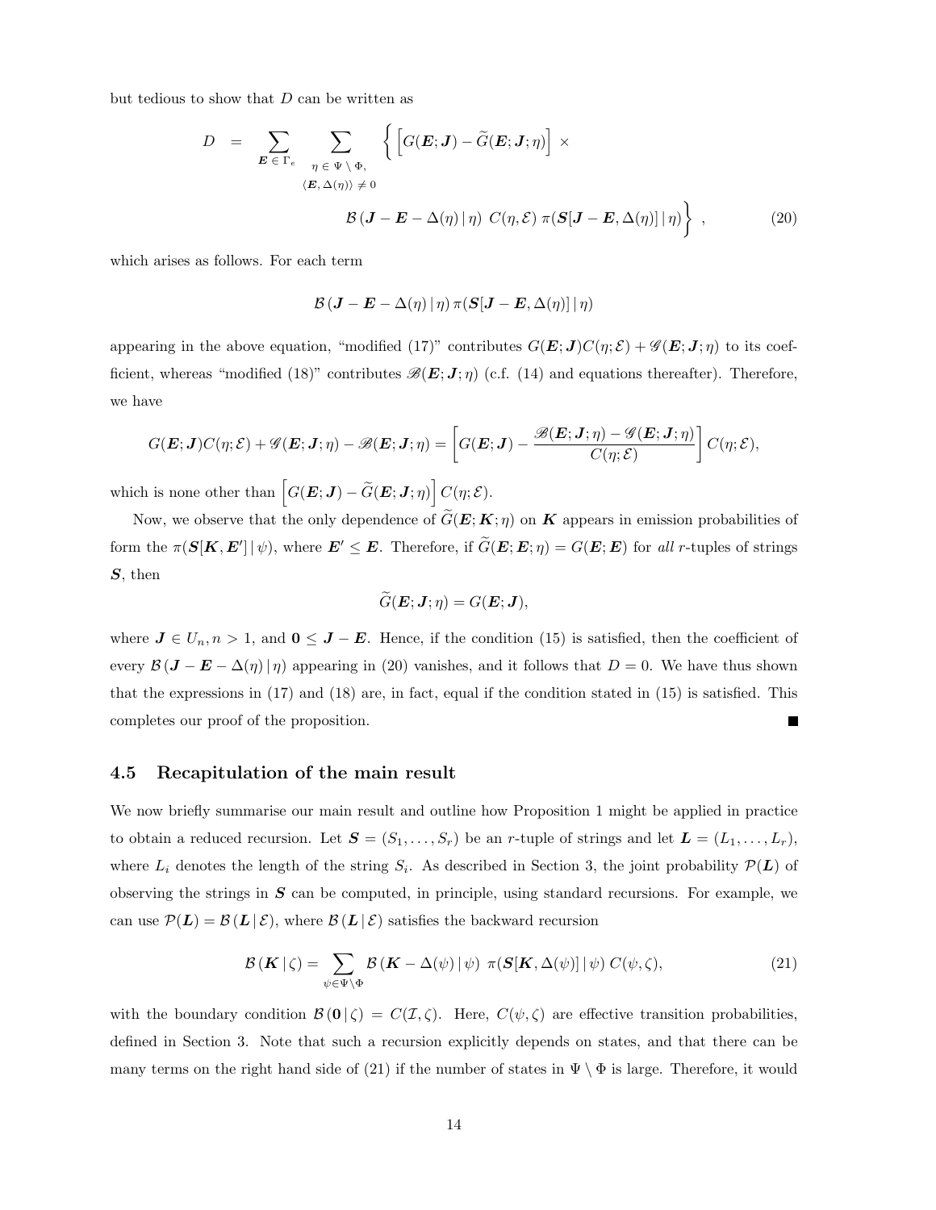but tedious to show that $D$ can be written as

$$
\begin{aligned}
D \;=\; \sum_{\boldsymbol{E} \,\in\, \Gamma_e} \;\; \sum_{\substack{\eta \,\in\, \Psi \setminus \Phi, \\ \langle \boldsymbol{E}, \Delta(\eta) \rangle \,\neq\, 0}} & \left\{ \left[ G(\boldsymbol{E};\boldsymbol{J}) - \widetilde{G}(\boldsymbol{E};\boldsymbol{J};\eta) \right] \times \right. \\
& \left. \mathcal{B}\left(\boldsymbol{J}-\boldsymbol{E}-\Delta(\eta)\,|\,\eta\right)\; C(\eta,\mathcal{E})\; \pi(\boldsymbol{S}[\boldsymbol{J}-\boldsymbol{E},\Delta(\eta)]\,|\,\eta) \right\} \;, \qquad (20)
\end{aligned}
$$

which arises as follows. For each term

$$
\mathcal{B}\left(\boldsymbol{J}-\boldsymbol{E}-\Delta(\eta)\,|\,\eta\right) \pi(\boldsymbol{S}[\boldsymbol{J}-\boldsymbol{E},\Delta(\eta)]\,|\,\eta)
$$

appearing in the above equation, "modified (17)" contributes $G(\boldsymbol{E};\boldsymbol{J})C(\eta;\mathcal{E}) + \mathscr{G}(\boldsymbol{E};\boldsymbol{J};\eta)$ to its coefficient, whereas "modified (18)" contributes $\mathscr{B}(\boldsymbol{E};\boldsymbol{J};\eta)$ (c.f. (14) and equations thereafter). Therefore, we have

$$
G(\boldsymbol{E};\boldsymbol{J})C(\eta;\mathcal{E}) + \mathscr{G}(\boldsymbol{E};\boldsymbol{J};\eta) - \mathscr{B}(\boldsymbol{E};\boldsymbol{J};\eta) = \left[ G(\boldsymbol{E};\boldsymbol{J}) - \frac{\mathscr{B}(\boldsymbol{E};\boldsymbol{J};\eta) - \mathscr{G}(\boldsymbol{E};\boldsymbol{J};\eta)}{C(\eta;\mathcal{E})} \right] C(\eta;\mathcal{E}),
$$

which is none other than $\left[ G(\boldsymbol{E};\boldsymbol{J}) - \widetilde{G}(\boldsymbol{E};\boldsymbol{J};\eta) \right] C(\eta;\mathcal{E})$.

Now, we observe that the only dependence of $\widetilde{G}(\boldsymbol{E};\boldsymbol{K};\eta)$ on $\boldsymbol{K}$ appears in emission probabilities of form the $\pi(\boldsymbol{S}[\boldsymbol{K},\boldsymbol{E}']\,|\,\psi)$, where $\boldsymbol{E}' \leq \boldsymbol{E}$. Therefore, if $\widetilde{G}(\boldsymbol{E};\boldsymbol{E};\eta) = G(\boldsymbol{E};\boldsymbol{E})$ for *all* $r$-tuples of strings $\boldsymbol{S}$, then

$$
\widetilde{G}(\boldsymbol{E};\boldsymbol{J};\eta) = G(\boldsymbol{E};\boldsymbol{J}),
$$

where $\boldsymbol{J} \in U_n, n > 1$, and $\boldsymbol{0} \leq \boldsymbol{J} - \boldsymbol{E}$. Hence, if the condition (15) is satisfied, then the coefficient of every $\mathcal{B}\left(\boldsymbol{J}-\boldsymbol{E}-\Delta(\eta)\,|\,\eta\right)$ appearing in (20) vanishes, and it follows that $D = 0$. We have thus shown that the expressions in (17) and (18) are, in fact, equal if the condition stated in (15) is satisfied. This completes our proof of the proposition. ■

### 4.5 Recapitulation of the main result

We now briefly summarise our main result and outline how Proposition 1 might be applied in practice to obtain a reduced recursion. Let $\boldsymbol{S} = (S_1, \ldots, S_r)$ be an $r$-tuple of strings and let $\boldsymbol{L} = (L_1, \ldots, L_r)$, where $L_i$ denotes the length of the string $S_i$. As described in Section 3, the joint probability $\mathcal{P}(\boldsymbol{L})$ of observing the strings in $\boldsymbol{S}$ can be computed, in principle, using standard recursions. For example, we can use $\mathcal{P}(\boldsymbol{L}) = \mathcal{B}\left(\boldsymbol{L}\,|\,\mathcal{E}\right)$, where $\mathcal{B}\left(\boldsymbol{L}\,|\,\mathcal{E}\right)$ satisfies the backward recursion

$$
\mathcal{B}\left(\boldsymbol{K}\,|\,\zeta\right) = \sum_{\psi \in \Psi \setminus \Phi} \mathcal{B}\left(\boldsymbol{K}-\Delta(\psi)\,|\,\psi\right)\; \pi(\boldsymbol{S}[\boldsymbol{K},\Delta(\psi)]\,|\,\psi)\; C(\psi,\zeta), \qquad (21)
$$

with the boundary condition $\mathcal{B}\left(\boldsymbol{0}\,|\,\zeta\right) = C(\mathcal{I},\zeta)$. Here, $C(\psi,\zeta)$ are effective transition probabilities, defined in Section 3. Note that such a recursion explicitly depends on states, and that there can be many terms on the right hand side of (21) if the number of states in $\Psi \setminus \Phi$ is large. Therefore, it would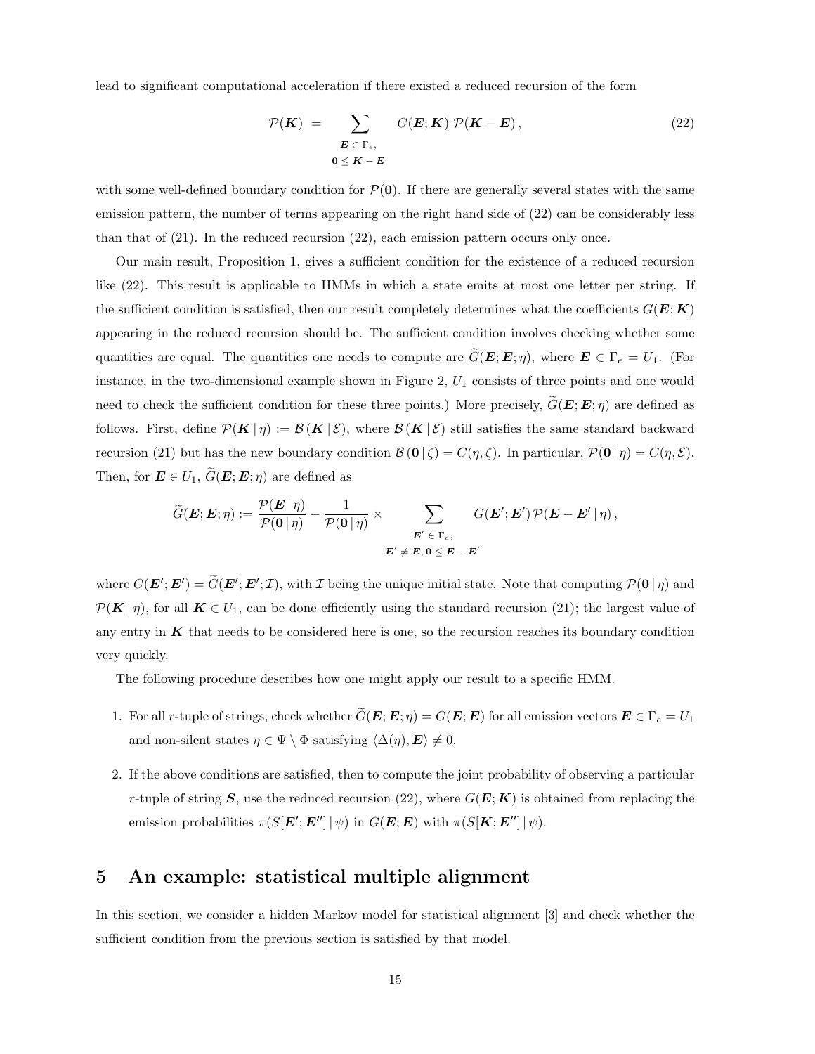lead to significant computational acceleration if there existed a reduced recursion of the form

$$\mathcal{P}(\boldsymbol{K}) \;=\; \sum_{\substack{\boldsymbol{E}\,\in\,\Gamma_e,\\ \boldsymbol{0}\,\le\,\boldsymbol{K}-\boldsymbol{E}}} G(\boldsymbol{E};\boldsymbol{K})\;\mathcal{P}(\boldsymbol{K}-\boldsymbol{E})\,, \tag{22}$$

with some well-defined boundary condition for $\mathcal{P}(\boldsymbol{0})$. If there are generally several states with the same emission pattern, the number of terms appearing on the right hand side of (22) can be considerably less than that of (21). In the reduced recursion (22), each emission pattern occurs only once.

Our main result, Proposition 1, gives a sufficient condition for the existence of a reduced recursion like (22). This result is applicable to HMMs in which a state emits at most one letter per string. If the sufficient condition is satisfied, then our result completely determines what the coefficients $G(\boldsymbol{E};\boldsymbol{K})$ appearing in the reduced recursion should be. The sufficient condition involves checking whether some quantities are equal. The quantities one needs to compute are $\widetilde{G}(\boldsymbol{E};\boldsymbol{E};\eta)$, where $\boldsymbol{E}\in\Gamma_e = U_1$. (For instance, in the two-dimensional example shown in Figure 2, $U_1$ consists of three points and one would need to check the sufficient condition for these three points.) More precisely, $\widetilde{G}(\boldsymbol{E};\boldsymbol{E};\eta)$ are defined as follows. First, define $\mathcal{P}(\boldsymbol{K}\,|\,\eta) := \mathcal{B}(\boldsymbol{K}\,|\,\mathcal{E})$, where $\mathcal{B}(\boldsymbol{K}\,|\,\mathcal{E})$ still satisfies the same standard backward recursion (21) but has the new boundary condition $\mathcal{B}(\boldsymbol{0}\,|\,\zeta) = C(\eta,\zeta)$. In particular, $\mathcal{P}(\boldsymbol{0}\,|\,\eta) = C(\eta,\mathcal{E})$. Then, for $\boldsymbol{E}\in U_1$, $\widetilde{G}(\boldsymbol{E};\boldsymbol{E};\eta)$ are defined as

$$\widetilde{G}(\boldsymbol{E};\boldsymbol{E};\eta) := \frac{\mathcal{P}(\boldsymbol{E}\,|\,\eta)}{\mathcal{P}(\boldsymbol{0}\,|\,\eta)} - \frac{1}{\mathcal{P}(\boldsymbol{0}\,|\,\eta)} \times \sum_{\substack{\boldsymbol{E}'\,\in\,\Gamma_e,\\ \boldsymbol{E}'\,\ne\,\boldsymbol{E},\,\boldsymbol{0}\,\le\,\boldsymbol{E}-\boldsymbol{E}'}} G(\boldsymbol{E}';\boldsymbol{E}')\,\mathcal{P}(\boldsymbol{E}-\boldsymbol{E}'\,|\,\eta)\,,$$

where $G(\boldsymbol{E}';\boldsymbol{E}') = \widetilde{G}(\boldsymbol{E}';\boldsymbol{E}';\mathcal{I})$, with $\mathcal{I}$ being the unique initial state. Note that computing $\mathcal{P}(\boldsymbol{0}\,|\,\eta)$ and $\mathcal{P}(\boldsymbol{K}\,|\,\eta)$, for all $\boldsymbol{K}\in U_1$, can be done efficiently using the standard recursion (21); the largest value of any entry in $\boldsymbol{K}$ that needs to be considered here is one, so the recursion reaches its boundary condition very quickly.

The following procedure describes how one might apply our result to a specific HMM.

1. For all $r$-tuple of strings, check whether $\widetilde{G}(\boldsymbol{E};\boldsymbol{E};\eta) = G(\boldsymbol{E};\boldsymbol{E})$ for all emission vectors $\boldsymbol{E}\in\Gamma_e = U_1$ and non-silent states $\eta\in\Psi\setminus\Phi$ satisfying $\langle\Delta(\eta),\boldsymbol{E}\rangle \neq 0$.

2. If the above conditions are satisfied, then to compute the joint probability of observing a particular $r$-tuple of string $\boldsymbol{S}$, use the reduced recursion (22), where $G(\boldsymbol{E};\boldsymbol{K})$ is obtained from replacing the emission probabilities $\pi(S[\boldsymbol{E}';\boldsymbol{E}'']\,|\,\psi)$ in $G(\boldsymbol{E};\boldsymbol{E})$ with $\pi(S[\boldsymbol{K};\boldsymbol{E}'']\,|\,\psi)$.

## 5 An example: statistical multiple alignment

In this section, we consider a hidden Markov model for statistical alignment [3] and check whether the sufficient condition from the previous section is satisfied by that model.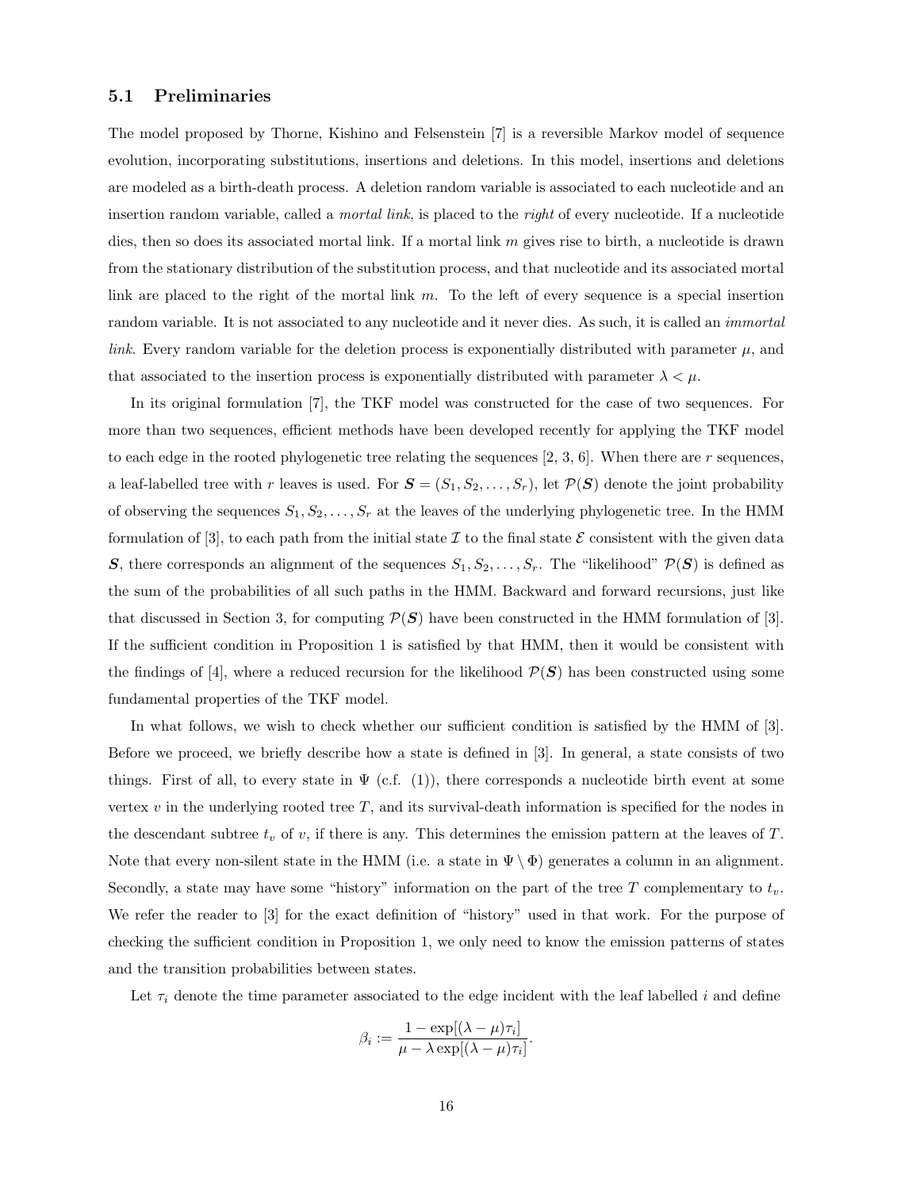### 5.1 Preliminaries

The model proposed by Thorne, Kishino and Felsenstein [7] is a reversible Markov model of sequence evolution, incorporating substitutions, insertions and deletions. In this model, insertions and deletions are modeled as a birth-death process. A deletion random variable is associated to each nucleotide and an insertion random variable, called a *mortal link*, is placed to the *right* of every nucleotide. If a nucleotide dies, then so does its associated mortal link. If a mortal link $m$ gives rise to birth, a nucleotide is drawn from the stationary distribution of the substitution process, and that nucleotide and its associated mortal link are placed to the right of the mortal link $m$. To the left of every sequence is a special insertion random variable. It is not associated to any nucleotide and it never dies. As such, it is called an *immortal link*. Every random variable for the deletion process is exponentially distributed with parameter $\mu$, and that associated to the insertion process is exponentially distributed with parameter $\lambda < \mu$.

In its original formulation [7], the TKF model was constructed for the case of two sequences. For more than two sequences, efficient methods have been developed recently for applying the TKF model to each edge in the rooted phylogenetic tree relating the sequences [2, 3, 6]. When there are $r$ sequences, a leaf-labelled tree with $r$ leaves is used. For $\boldsymbol{S} = (S_1, S_2, \ldots, S_r)$, let $\mathcal{P}(\boldsymbol{S})$ denote the joint probability of observing the sequences $S_1, S_2, \ldots, S_r$ at the leaves of the underlying phylogenetic tree. In the HMM formulation of [3], to each path from the initial state $\mathcal{I}$ to the final state $\mathcal{E}$ consistent with the given data $\boldsymbol{S}$, there corresponds an alignment of the sequences $S_1, S_2, \ldots, S_r$. The "likelihood" $\mathcal{P}(\boldsymbol{S})$ is defined as the sum of the probabilities of all such paths in the HMM. Backward and forward recursions, just like that discussed in Section 3, for computing $\mathcal{P}(\boldsymbol{S})$ have been constructed in the HMM formulation of [3]. If the sufficient condition in Proposition 1 is satisfied by that HMM, then it would be consistent with the findings of [4], where a reduced recursion for the likelihood $\mathcal{P}(\boldsymbol{S})$ has been constructed using some fundamental properties of the TKF model.

In what follows, we wish to check whether our sufficient condition is satisfied by the HMM of [3]. Before we proceed, we briefly describe how a state is defined in [3]. In general, a state consists of two things. First of all, to every state in $\Psi$ (c.f. (1)), there corresponds a nucleotide birth event at some vertex $v$ in the underlying rooted tree $T$, and its survival-death information is specified for the nodes in the descendant subtree $t_v$ of $v$, if there is any. This determines the emission pattern at the leaves of $T$. Note that every non-silent state in the HMM (i.e. a state in $\Psi \setminus \Phi$) generates a column in an alignment. Secondly, a state may have some "history" information on the part of the tree $T$ complementary to $t_v$. We refer the reader to [3] for the exact definition of "history" used in that work. For the purpose of checking the sufficient condition in Proposition 1, we only need to know the emission patterns of states and the transition probabilities between states.

Let $\tau_i$ denote the time parameter associated to the edge incident with the leaf labelled $i$ and define

$$\beta_i := \frac{1 - \exp[(\lambda - \mu)\tau_i]}{\mu - \lambda \exp[(\lambda - \mu)\tau_i]}.$$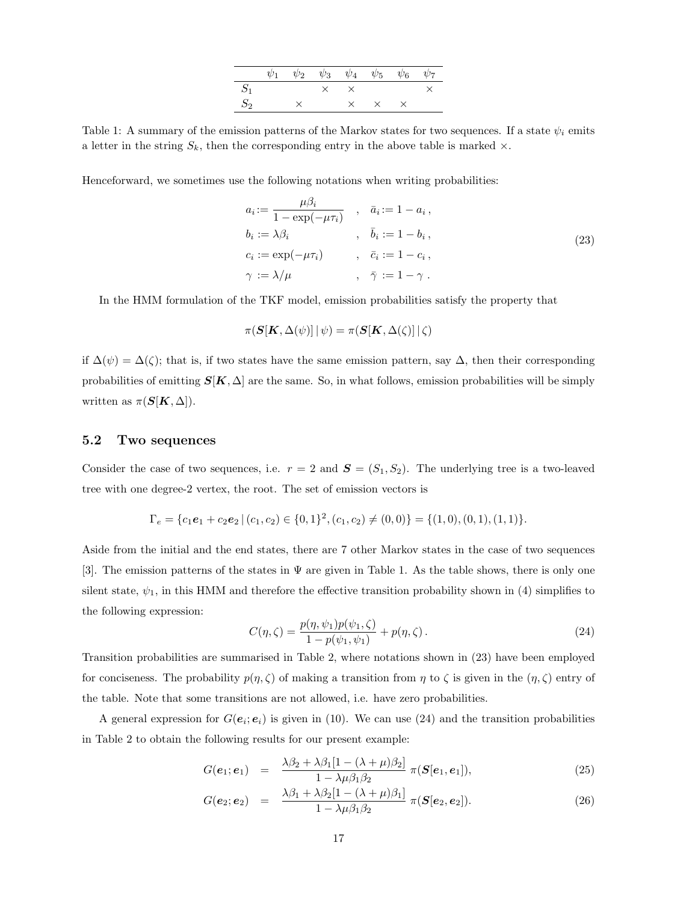|  | $\psi_1$ | $\psi_2$ | $\psi_3$ | $\psi_4$ | $\psi_5$ | $\psi_6$ | $\psi_7$ |
|---|---|---|---|---|---|---|---|
| $S_1$ |  |  | $\times$ | $\times$ |  |  | $\times$ |
| $S_2$ |  | $\times$ |  | $\times$ | $\times$ | $\times$ |  |

Table 1: A summary of the emission patterns of the Markov states for two sequences. If a state $\psi_i$ emits a letter in the string $S_k$, then the corresponding entry in the above table is marked $\times$.

Henceforward, we sometimes use the following notations when writing probabilities:

$$
\begin{aligned}
a_i &:= \frac{\mu\beta_i}{1-\exp(-\mu\tau_i)} \quad , \quad \bar{a}_i := 1 - a_i \,, \\
b_i &:= \lambda\beta_i \quad , \quad \bar{b}_i := 1 - b_i \,, \\
c_i &:= \exp(-\mu\tau_i) \quad , \quad \bar{c}_i := 1 - c_i \,, \\
\gamma &:= \lambda/\mu \quad , \quad \bar{\gamma} := 1 - \gamma \,.
\end{aligned}
\tag{23}
$$

In the HMM formulation of the TKF model, emission probabilities satisfy the property that

$$
\pi(\boldsymbol{S}[\boldsymbol{K}, \Delta(\psi)] \,|\, \psi) = \pi(\boldsymbol{S}[\boldsymbol{K}, \Delta(\zeta)] \,|\, \zeta)
$$

if $\Delta(\psi) = \Delta(\zeta)$; that is, if two states have the same emission pattern, say $\Delta$, then their corresponding probabilities of emitting $\boldsymbol{S}[\boldsymbol{K}, \Delta]$ are the same. So, in what follows, emission probabilities will be simply written as $\pi(\boldsymbol{S}[\boldsymbol{K}, \Delta])$.

### 5.2 Two sequences

Consider the case of two sequences, i.e. $r = 2$ and $\boldsymbol{S} = (S_1, S_2)$. The underlying tree is a two-leaved tree with one degree-2 vertex, the root. The set of emission vectors is

$$
\Gamma_e = \{c_1\boldsymbol{e}_1 + c_2\boldsymbol{e}_2 \,|\, (c_1, c_2) \in \{0,1\}^2, (c_1, c_2) \neq (0,0)\} = \{(1,0), (0,1), (1,1)\}.
$$

Aside from the initial and the end states, there are 7 other Markov states in the case of two sequences [3]. The emission patterns of the states in $\Psi$ are given in Table 1. As the table shows, there is only one silent state, $\psi_1$, in this HMM and therefore the effective transition probability shown in (4) simplifies to the following expression:

$$
C(\eta, \zeta) = \frac{p(\eta, \psi_1)p(\psi_1, \zeta)}{1 - p(\psi_1, \psi_1)} + p(\eta, \zeta) \,. \tag{24}
$$

Transition probabilities are summarised in Table 2, where notations shown in (23) have been employed for conciseness. The probability $p(\eta, \zeta)$ of making a transition from $\eta$ to $\zeta$ is given in the $(\eta, \zeta)$ entry of the table. Note that some transitions are not allowed, i.e. have zero probabilities.

A general expression for $G(\boldsymbol{e}_i; \boldsymbol{e}_i)$ is given in (10). We can use (24) and the transition probabilities in Table 2 to obtain the following results for our present example:

$$
G(\boldsymbol{e}_1; \boldsymbol{e}_1) = \frac{\lambda\beta_2 + \lambda\beta_1[1 - (\lambda+\mu)\beta_2]}{1 - \lambda\mu\beta_1\beta_2} \, \pi(\boldsymbol{S}[\boldsymbol{e}_1, \boldsymbol{e}_1]), \tag{25}
$$

$$
G(\boldsymbol{e}_2; \boldsymbol{e}_2) = \frac{\lambda\beta_1 + \lambda\beta_2[1 - (\lambda+\mu)\beta_1]}{1 - \lambda\mu\beta_1\beta_2} \, \pi(\boldsymbol{S}[\boldsymbol{e}_2, \boldsymbol{e}_2]). \tag{26}
$$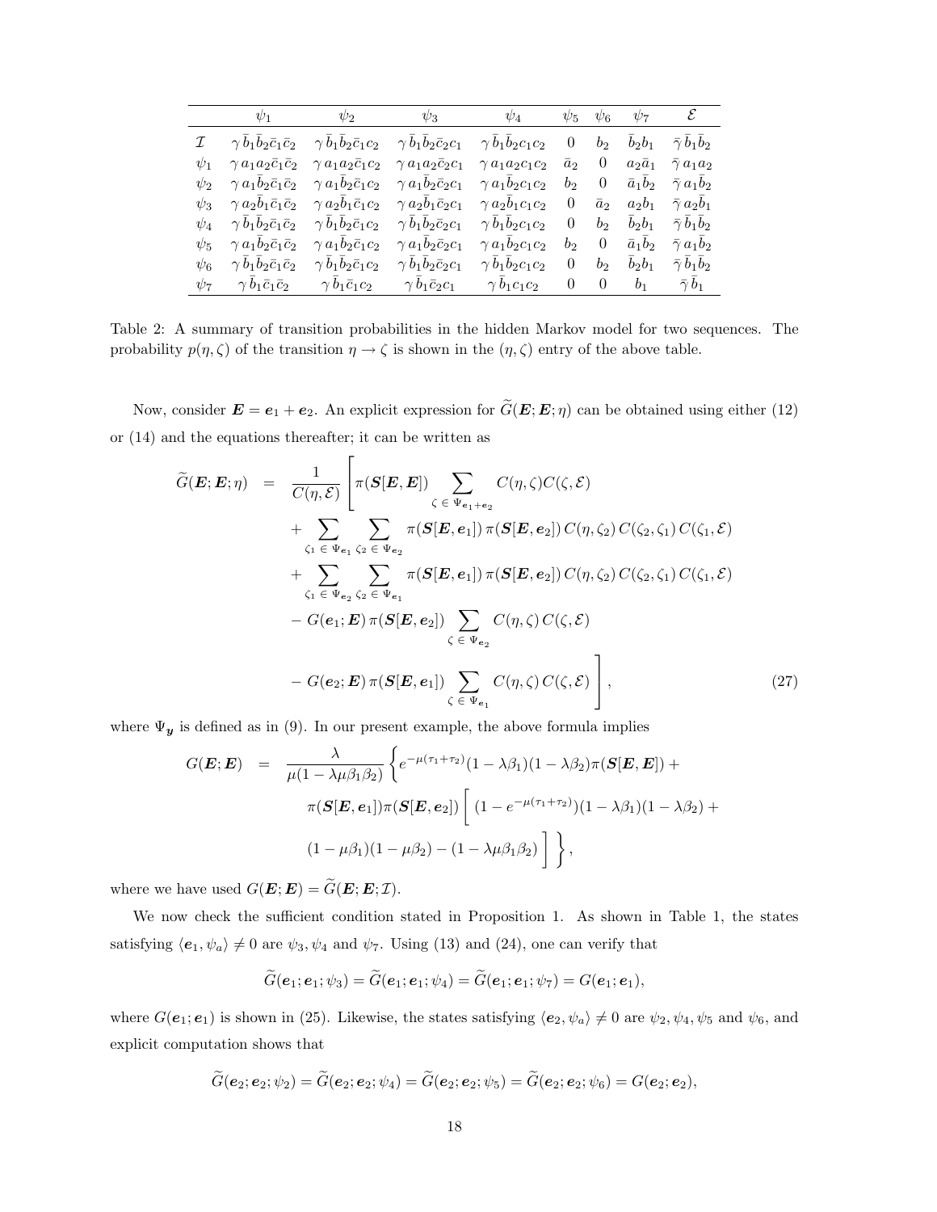|  | $\psi_1$ | $\psi_2$ | $\psi_3$ | $\psi_4$ | $\psi_5$ | $\psi_6$ | $\psi_7$ | $\mathcal{E}$ |
|---|---|---|---|---|---|---|---|---|
| $\mathcal{I}$ | $\gamma\,\bar{b}_1\bar{b}_2\bar{c}_1\bar{c}_2$ | $\gamma\,\bar{b}_1\bar{b}_2\bar{c}_1 c_2$ | $\gamma\,\bar{b}_1\bar{b}_2\bar{c}_2 c_1$ | $\gamma\,\bar{b}_1\bar{b}_2 c_1 c_2$ | $0$ | $b_2$ | $\bar{b}_2 b_1$ | $\bar{\gamma}\,\bar{b}_1\bar{b}_2$ |
| $\psi_1$ | $\gamma\,a_1 a_2\bar{c}_1\bar{c}_2$ | $\gamma\,a_1 a_2\bar{c}_1 c_2$ | $\gamma\,a_1 a_2\bar{c}_2 c_1$ | $\gamma\,a_1 a_2 c_1 c_2$ | $\bar{a}_2$ | $0$ | $a_2\bar{a}_1$ | $\bar{\gamma}\,a_1 a_2$ |
| $\psi_2$ | $\gamma\,a_1\bar{b}_2\bar{c}_1\bar{c}_2$ | $\gamma\,a_1\bar{b}_2\bar{c}_1 c_2$ | $\gamma\,a_1\bar{b}_2\bar{c}_2 c_1$ | $\gamma\,a_1\bar{b}_2 c_1 c_2$ | $b_2$ | $0$ | $\bar{a}_1\bar{b}_2$ | $\bar{\gamma}\,a_1\bar{b}_2$ |
| $\psi_3$ | $\gamma\,a_2\bar{b}_1\bar{c}_1\bar{c}_2$ | $\gamma\,a_2\bar{b}_1\bar{c}_1 c_2$ | $\gamma\,a_2\bar{b}_1\bar{c}_2 c_1$ | $\gamma\,a_2\bar{b}_1 c_1 c_2$ | $0$ | $\bar{a}_2$ | $a_2 b_1$ | $\bar{\gamma}\,a_2\bar{b}_1$ |
| $\psi_4$ | $\gamma\,\bar{b}_1\bar{b}_2\bar{c}_1\bar{c}_2$ | $\gamma\,\bar{b}_1\bar{b}_2\bar{c}_1 c_2$ | $\gamma\,\bar{b}_1\bar{b}_2\bar{c}_2 c_1$ | $\gamma\,\bar{b}_1\bar{b}_2 c_1 c_2$ | $0$ | $b_2$ | $\bar{b}_2 b_1$ | $\bar{\gamma}\,\bar{b}_1\bar{b}_2$ |
| $\psi_5$ | $\gamma\,a_1\bar{b}_2\bar{c}_1\bar{c}_2$ | $\gamma\,a_1\bar{b}_2\bar{c}_1 c_2$ | $\gamma\,a_1\bar{b}_2\bar{c}_2 c_1$ | $\gamma\,a_1\bar{b}_2 c_1 c_2$ | $b_2$ | $0$ | $\bar{a}_1\bar{b}_2$ | $\bar{\gamma}\,a_1\bar{b}_2$ |
| $\psi_6$ | $\gamma\,\bar{b}_1\bar{b}_2\bar{c}_1\bar{c}_2$ | $\gamma\,\bar{b}_1\bar{b}_2\bar{c}_1 c_2$ | $\gamma\,\bar{b}_1\bar{b}_2\bar{c}_2 c_1$ | $\gamma\,\bar{b}_1\bar{b}_2 c_1 c_2$ | $0$ | $b_2$ | $\bar{b}_2 b_1$ | $\bar{\gamma}\,\bar{b}_1\bar{b}_2$ |
| $\psi_7$ | $\gamma\,\bar{b}_1\bar{c}_1\bar{c}_2$ | $\gamma\,\bar{b}_1\bar{c}_1 c_2$ | $\gamma\,\bar{b}_1\bar{c}_2 c_1$ | $\gamma\,\bar{b}_1 c_1 c_2$ | $0$ | $0$ | $b_1$ | $\bar{\gamma}\,\bar{b}_1$ |

Table 2: A summary of transition probabilities in the hidden Markov model for two sequences. The probability $p(\eta, \zeta)$ of the transition $\eta \to \zeta$ is shown in the $(\eta, \zeta)$ entry of the above table.

Now, consider $\boldsymbol{E} = \boldsymbol{e}_1 + \boldsymbol{e}_2$. An explicit expression for $\widetilde{G}(\boldsymbol{E}; \boldsymbol{E}; \eta)$ can be obtained using either (12) or (14) and the equations thereafter; it can be written as

$$
\begin{aligned}
\widetilde{G}(\boldsymbol{E}; \boldsymbol{E}; \eta) \;=\; \frac{1}{C(\eta, \mathcal{E})} \Bigg[ & \pi(\boldsymbol{S}[\boldsymbol{E}, \boldsymbol{E}]) \sum_{\zeta \,\in\, \Psi_{\boldsymbol{e}_1 + \boldsymbol{e}_2}} C(\eta, \zeta) C(\zeta, \mathcal{E}) \\
&+ \sum_{\zeta_1 \,\in\, \Psi_{\boldsymbol{e}_1}} \sum_{\zeta_2 \,\in\, \Psi_{\boldsymbol{e}_2}} \pi(\boldsymbol{S}[\boldsymbol{E}, \boldsymbol{e}_1])\, \pi(\boldsymbol{S}[\boldsymbol{E}, \boldsymbol{e}_2])\, C(\eta, \zeta_2)\, C(\zeta_2, \zeta_1)\, C(\zeta_1, \mathcal{E}) \\
&+ \sum_{\zeta_1 \,\in\, \Psi_{\boldsymbol{e}_2}} \sum_{\zeta_2 \,\in\, \Psi_{\boldsymbol{e}_1}} \pi(\boldsymbol{S}[\boldsymbol{E}, \boldsymbol{e}_1])\, \pi(\boldsymbol{S}[\boldsymbol{E}, \boldsymbol{e}_2])\, C(\eta, \zeta_2)\, C(\zeta_2, \zeta_1)\, C(\zeta_1, \mathcal{E}) \\
&- G(\boldsymbol{e}_1; \boldsymbol{E})\, \pi(\boldsymbol{S}[\boldsymbol{E}, \boldsymbol{e}_2]) \sum_{\zeta \,\in\, \Psi_{\boldsymbol{e}_2}} C(\eta, \zeta)\, C(\zeta, \mathcal{E}) \\
&- G(\boldsymbol{e}_2; \boldsymbol{E})\, \pi(\boldsymbol{S}[\boldsymbol{E}, \boldsymbol{e}_1]) \sum_{\zeta \,\in\, \Psi_{\boldsymbol{e}_1}} C(\eta, \zeta)\, C(\zeta, \mathcal{E}) \Bigg], \qquad (27)
\end{aligned}
$$

where $\Psi_{\boldsymbol{y}}$ is defined as in (9). In our present example, the above formula implies

$$
\begin{aligned}
G(\boldsymbol{E}; \boldsymbol{E}) \;=\; \frac{\lambda}{\mu(1 - \lambda\mu\beta_1\beta_2)} \Bigg\{ & e^{-\mu(\tau_1+\tau_2)} (1 - \lambda\beta_1)(1 - \lambda\beta_2) \pi(\boldsymbol{S}[\boldsymbol{E}, \boldsymbol{E}]) + \\
& \pi(\boldsymbol{S}[\boldsymbol{E}, \boldsymbol{e}_1]) \pi(\boldsymbol{S}[\boldsymbol{E}, \boldsymbol{e}_2]) \Bigg[ \, (1 - e^{-\mu(\tau_1+\tau_2)})(1 - \lambda\beta_1)(1 - \lambda\beta_2) + \\
& (1 - \mu\beta_1)(1 - \mu\beta_2) - (1 - \lambda\mu\beta_1\beta_2) \, \Bigg] \Bigg\},
\end{aligned}
$$

where we have used $G(\boldsymbol{E}; \boldsymbol{E}) = \widetilde{G}(\boldsymbol{E}; \boldsymbol{E}; \mathcal{I})$.

We now check the sufficient condition stated in Proposition 1. As shown in Table 1, the states satisfying $\langle \boldsymbol{e}_1, \psi_a \rangle \neq 0$ are $\psi_3, \psi_4$ and $\psi_7$. Using (13) and (24), one can verify that

$$
\widetilde{G}(\boldsymbol{e}_1; \boldsymbol{e}_1; \psi_3) = \widetilde{G}(\boldsymbol{e}_1; \boldsymbol{e}_1; \psi_4) = \widetilde{G}(\boldsymbol{e}_1; \boldsymbol{e}_1; \psi_7) = G(\boldsymbol{e}_1; \boldsymbol{e}_1),
$$

where $G(\boldsymbol{e}_1; \boldsymbol{e}_1)$ is shown in (25). Likewise, the states satisfying $\langle \boldsymbol{e}_2, \psi_a \rangle \neq 0$ are $\psi_2, \psi_4, \psi_5$ and $\psi_6$, and explicit computation shows that

$$
\widetilde{G}(\boldsymbol{e}_2; \boldsymbol{e}_2; \psi_2) = \widetilde{G}(\boldsymbol{e}_2; \boldsymbol{e}_2; \psi_4) = \widetilde{G}(\boldsymbol{e}_2; \boldsymbol{e}_2; \psi_5) = \widetilde{G}(\boldsymbol{e}_2; \boldsymbol{e}_2; \psi_6) = G(\boldsymbol{e}_2; \boldsymbol{e}_2),
$$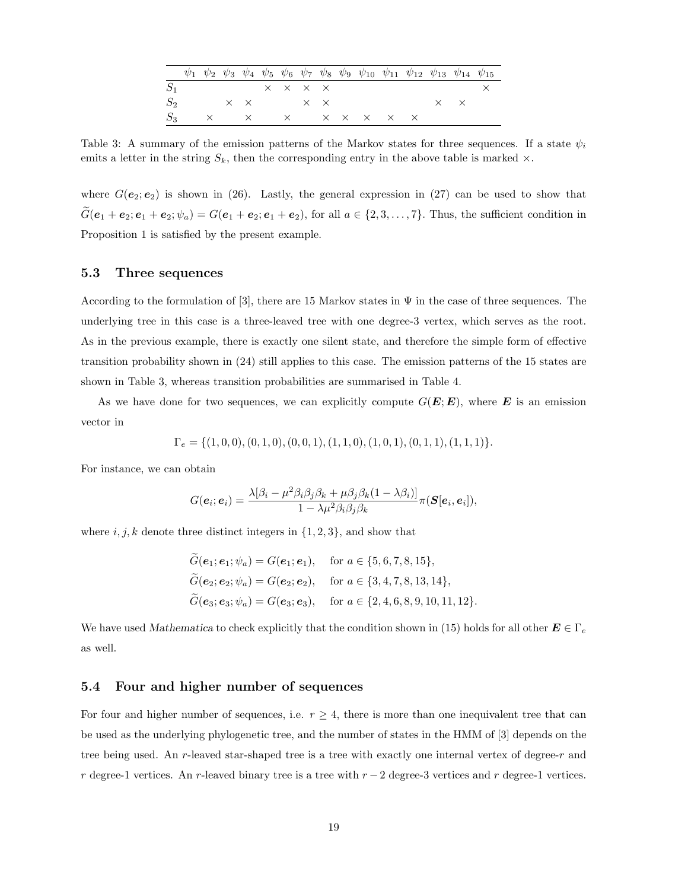| | $\psi_1$ | $\psi_2$ | $\psi_3$ | $\psi_4$ | $\psi_5$ | $\psi_6$ | $\psi_7$ | $\psi_8$ | $\psi_9$ | $\psi_{10}$ | $\psi_{11}$ | $\psi_{12}$ | $\psi_{13}$ | $\psi_{14}$ | $\psi_{15}$ |
|---|---|---|---|---|---|---|---|---|---|---|---|---|---|---|---|
| $S_1$ | | | | | × | × | × | × | | | | | | | × |
| $S_2$ | | | × | × | | | × | × | | | | | × | × | |
| $S_3$ | | × | | × | | × | | × | × | × | × | × | | | |

Table 3: A summary of the emission patterns of the Markov states for three sequences. If a state $\psi_i$ emits a letter in the string $S_k$, then the corresponding entry in the above table is marked ×.

where $G(\boldsymbol{e}_2; \boldsymbol{e}_2)$ is shown in (26). Lastly, the general expression in (27) can be used to show that $\widetilde{G}(\boldsymbol{e}_1 + \boldsymbol{e}_2; \boldsymbol{e}_1 + \boldsymbol{e}_2; \psi_a) = G(\boldsymbol{e}_1 + \boldsymbol{e}_2; \boldsymbol{e}_1 + \boldsymbol{e}_2)$, for all $a \in \{2, 3, \ldots, 7\}$. Thus, the sufficient condition in Proposition 1 is satisfied by the present example.

### 5.3 Three sequences

According to the formulation of [3], there are 15 Markov states in $\Psi$ in the case of three sequences. The underlying tree in this case is a three-leaved tree with one degree-3 vertex, which serves as the root. As in the previous example, there is exactly one silent state, and therefore the simple form of effective transition probability shown in (24) still applies to this case. The emission patterns of the 15 states are shown in Table 3, whereas transition probabilities are summarised in Table 4.

As we have done for two sequences, we can explicitly compute $G(\boldsymbol{E}; \boldsymbol{E})$, where $\boldsymbol{E}$ is an emission vector in

$$\Gamma_e = \{(1, 0, 0), (0, 1, 0), (0, 0, 1), (1, 1, 0), (1, 0, 1), (0, 1, 1), (1, 1, 1)\}.$$

For instance, we can obtain

$$G(\boldsymbol{e}_i; \boldsymbol{e}_i) = \frac{\lambda[\beta_i - \mu^2\beta_i\beta_j\beta_k + \mu\beta_j\beta_k(1 - \lambda\beta_i)]}{1 - \lambda\mu^2\beta_i\beta_j\beta_k}\pi(\boldsymbol{S}[\boldsymbol{e}_i, \boldsymbol{e}_i]),$$

where $i, j, k$ denote three distinct integers in $\{1, 2, 3\}$, and show that

$$\begin{aligned}
\widetilde{G}(\boldsymbol{e}_1; \boldsymbol{e}_1; \psi_a) &= G(\boldsymbol{e}_1; \boldsymbol{e}_1), \quad \text{for } a \in \{5, 6, 7, 8, 15\}, \\
\widetilde{G}(\boldsymbol{e}_2; \boldsymbol{e}_2; \psi_a) &= G(\boldsymbol{e}_2; \boldsymbol{e}_2), \quad \text{for } a \in \{3, 4, 7, 8, 13, 14\}, \\
\widetilde{G}(\boldsymbol{e}_3; \boldsymbol{e}_3; \psi_a) &= G(\boldsymbol{e}_3; \boldsymbol{e}_3), \quad \text{for } a \in \{2, 4, 6, 8, 9, 10, 11, 12\}.
\end{aligned}$$

We have used *Mathematica* to check explicitly that the condition shown in (15) holds for all other $\boldsymbol{E} \in \Gamma_e$ as well.

### 5.4 Four and higher number of sequences

For four and higher number of sequences, i.e. $r \geq 4$, there is more than one inequivalent tree that can be used as the underlying phylogenetic tree, and the number of states in the HMM of [3] depends on the tree being used. An $r$-leaved star-shaped tree is a tree with exactly one internal vertex of degree-$r$ and $r$ degree-1 vertices. An $r$-leaved binary tree is a tree with $r - 2$ degree-3 vertices and $r$ degree-1 vertices.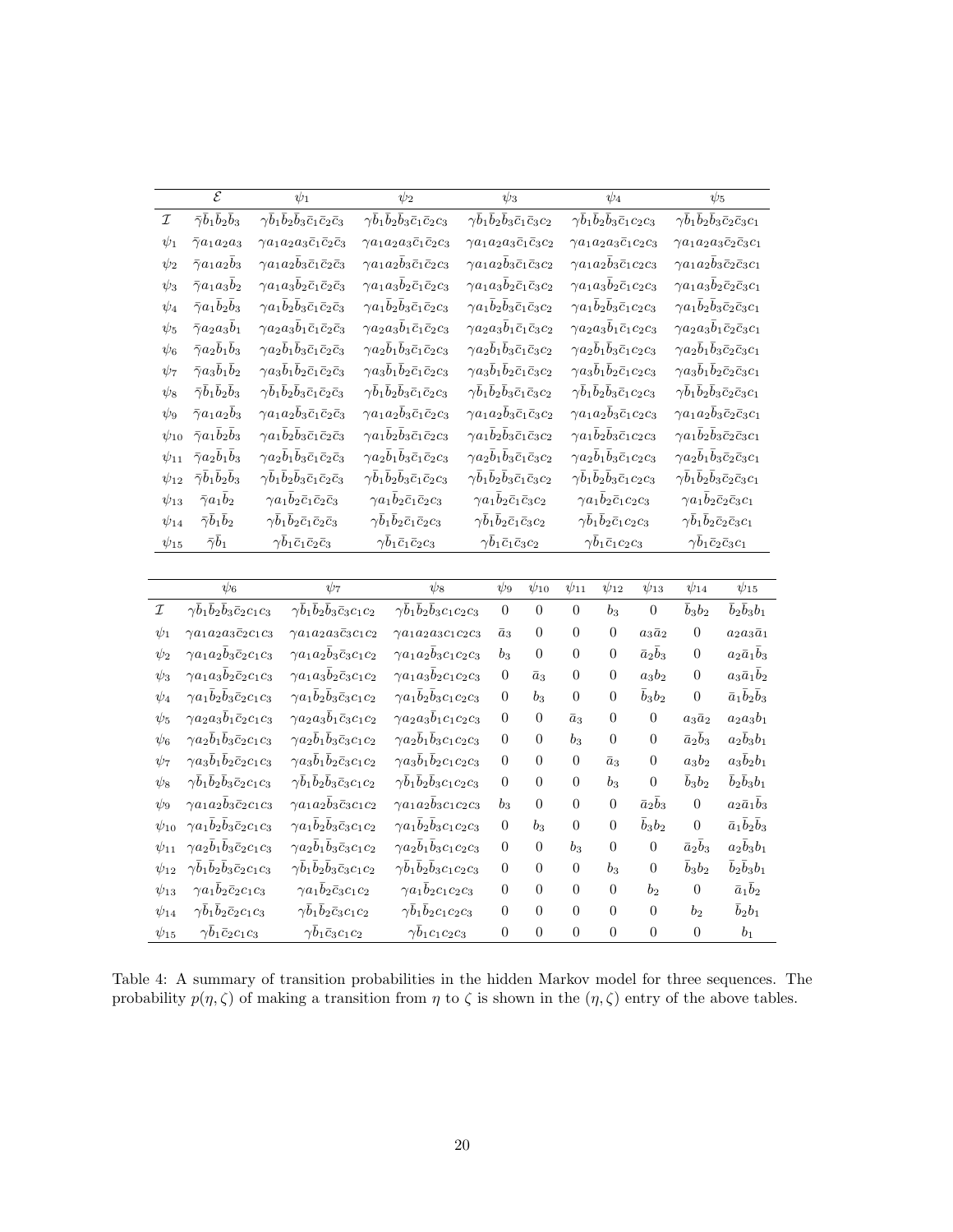| | $\mathcal{E}$ | $\psi_1$ | $\psi_2$ | $\psi_3$ | $\psi_4$ | $\psi_5$ |
|---|---|---|---|---|---|---|
| $\mathcal{I}$ | $\bar{\gamma}\bar{b}_1\bar{b}_2\bar{b}_3$ | $\gamma\bar{b}_1\bar{b}_2\bar{b}_3\bar{c}_1\bar{c}_2\bar{c}_3$ | $\gamma\bar{b}_1\bar{b}_2\bar{b}_3\bar{c}_1\bar{c}_2c_3$ | $\gamma\bar{b}_1\bar{b}_2\bar{b}_3\bar{c}_1\bar{c}_3c_2$ | $\gamma\bar{b}_1\bar{b}_2\bar{b}_3\bar{c}_1c_2c_3$ | $\gamma\bar{b}_1\bar{b}_2\bar{b}_3\bar{c}_2\bar{c}_3c_1$ |
| $\psi_1$ | $\bar{\gamma}a_1a_2a_3$ | $\gamma a_1a_2a_3\bar{c}_1\bar{c}_2\bar{c}_3$ | $\gamma a_1a_2a_3\bar{c}_1\bar{c}_2c_3$ | $\gamma a_1a_2a_3\bar{c}_1\bar{c}_3c_2$ | $\gamma a_1a_2a_3\bar{c}_1c_2c_3$ | $\gamma a_1a_2a_3\bar{c}_2\bar{c}_3c_1$ |
| $\psi_2$ | $\bar{\gamma}a_1a_2\bar{b}_3$ | $\gamma a_1a_2\bar{b}_3\bar{c}_1\bar{c}_2\bar{c}_3$ | $\gamma a_1a_2\bar{b}_3\bar{c}_1\bar{c}_2c_3$ | $\gamma a_1a_2\bar{b}_3\bar{c}_1\bar{c}_3c_2$ | $\gamma a_1a_2\bar{b}_3\bar{c}_1c_2c_3$ | $\gamma a_1a_2\bar{b}_3\bar{c}_2\bar{c}_3c_1$ |
| $\psi_3$ | $\bar{\gamma}a_1a_3\bar{b}_2$ | $\gamma a_1a_3\bar{b}_2\bar{c}_1\bar{c}_2\bar{c}_3$ | $\gamma a_1a_3\bar{b}_2\bar{c}_1\bar{c}_2c_3$ | $\gamma a_1a_3\bar{b}_2\bar{c}_1\bar{c}_3c_2$ | $\gamma a_1a_3\bar{b}_2\bar{c}_1c_2c_3$ | $\gamma a_1a_3\bar{b}_2\bar{c}_2\bar{c}_3c_1$ |
| $\psi_4$ | $\bar{\gamma}a_1\bar{b}_2\bar{b}_3$ | $\gamma a_1\bar{b}_2\bar{b}_3\bar{c}_1\bar{c}_2\bar{c}_3$ | $\gamma a_1\bar{b}_2\bar{b}_3\bar{c}_1\bar{c}_2c_3$ | $\gamma a_1\bar{b}_2\bar{b}_3\bar{c}_1\bar{c}_3c_2$ | $\gamma a_1\bar{b}_2\bar{b}_3\bar{c}_1c_2c_3$ | $\gamma a_1\bar{b}_2\bar{b}_3\bar{c}_2\bar{c}_3c_1$ |
| $\psi_5$ | $\bar{\gamma}a_2a_3\bar{b}_1$ | $\gamma a_2a_3\bar{b}_1\bar{c}_1\bar{c}_2\bar{c}_3$ | $\gamma a_2a_3\bar{b}_1\bar{c}_1\bar{c}_2c_3$ | $\gamma a_2a_3\bar{b}_1\bar{c}_1\bar{c}_3c_2$ | $\gamma a_2a_3\bar{b}_1\bar{c}_1c_2c_3$ | $\gamma a_2a_3\bar{b}_1\bar{c}_2\bar{c}_3c_1$ |
| $\psi_6$ | $\bar{\gamma}a_2\bar{b}_1\bar{b}_3$ | $\gamma a_2\bar{b}_1\bar{b}_3\bar{c}_1\bar{c}_2\bar{c}_3$ | $\gamma a_2\bar{b}_1\bar{b}_3\bar{c}_1\bar{c}_2c_3$ | $\gamma a_2\bar{b}_1\bar{b}_3\bar{c}_1\bar{c}_3c_2$ | $\gamma a_2\bar{b}_1\bar{b}_3\bar{c}_1c_2c_3$ | $\gamma a_2\bar{b}_1\bar{b}_3\bar{c}_2\bar{c}_3c_1$ |
| $\psi_7$ | $\bar{\gamma}a_3\bar{b}_1\bar{b}_2$ | $\gamma a_3\bar{b}_1\bar{b}_2\bar{c}_1\bar{c}_2\bar{c}_3$ | $\gamma a_3\bar{b}_1\bar{b}_2\bar{c}_1\bar{c}_2c_3$ | $\gamma a_3\bar{b}_1\bar{b}_2\bar{c}_1\bar{c}_3c_2$ | $\gamma a_3\bar{b}_1\bar{b}_2\bar{c}_1c_2c_3$ | $\gamma a_3\bar{b}_1\bar{b}_2\bar{c}_2\bar{c}_3c_1$ |
| $\psi_8$ | $\bar{\gamma}\bar{b}_1\bar{b}_2\bar{b}_3$ | $\gamma\bar{b}_1\bar{b}_2\bar{b}_3\bar{c}_1\bar{c}_2\bar{c}_3$ | $\gamma\bar{b}_1\bar{b}_2\bar{b}_3\bar{c}_1\bar{c}_2c_3$ | $\gamma\bar{b}_1\bar{b}_2\bar{b}_3\bar{c}_1\bar{c}_3c_2$ | $\gamma\bar{b}_1\bar{b}_2\bar{b}_3\bar{c}_1c_2c_3$ | $\gamma\bar{b}_1\bar{b}_2\bar{b}_3\bar{c}_2\bar{c}_3c_1$ |
| $\psi_9$ | $\bar{\gamma}a_1a_2\bar{b}_3$ | $\gamma a_1a_2\bar{b}_3\bar{c}_1\bar{c}_2\bar{c}_3$ | $\gamma a_1a_2\bar{b}_3\bar{c}_1\bar{c}_2c_3$ | $\gamma a_1a_2\bar{b}_3\bar{c}_1\bar{c}_3c_2$ | $\gamma a_1a_2\bar{b}_3\bar{c}_1c_2c_3$ | $\gamma a_1a_2\bar{b}_3\bar{c}_2\bar{c}_3c_1$ |
| $\psi_{10}$ | $\bar{\gamma}a_1\bar{b}_2\bar{b}_3$ | $\gamma a_1\bar{b}_2\bar{b}_3\bar{c}_1\bar{c}_2\bar{c}_3$ | $\gamma a_1\bar{b}_2\bar{b}_3\bar{c}_1\bar{c}_2c_3$ | $\gamma a_1\bar{b}_2\bar{b}_3\bar{c}_1\bar{c}_3c_2$ | $\gamma a_1\bar{b}_2\bar{b}_3\bar{c}_1c_2c_3$ | $\gamma a_1\bar{b}_2\bar{b}_3\bar{c}_2\bar{c}_3c_1$ |
| $\psi_{11}$ | $\bar{\gamma}a_2\bar{b}_1\bar{b}_3$ | $\gamma a_2\bar{b}_1\bar{b}_3\bar{c}_1\bar{c}_2\bar{c}_3$ | $\gamma a_2\bar{b}_1\bar{b}_3\bar{c}_1\bar{c}_2c_3$ | $\gamma a_2\bar{b}_1\bar{b}_3\bar{c}_1\bar{c}_3c_2$ | $\gamma a_2\bar{b}_1\bar{b}_3\bar{c}_1c_2c_3$ | $\gamma a_2\bar{b}_1\bar{b}_3\bar{c}_2\bar{c}_3c_1$ |
| $\psi_{12}$ | $\bar{\gamma}\bar{b}_1\bar{b}_2\bar{b}_3$ | $\gamma\bar{b}_1\bar{b}_2\bar{b}_3\bar{c}_1\bar{c}_2\bar{c}_3$ | $\gamma\bar{b}_1\bar{b}_2\bar{b}_3\bar{c}_1\bar{c}_2c_3$ | $\gamma\bar{b}_1\bar{b}_2\bar{b}_3\bar{c}_1\bar{c}_3c_2$ | $\gamma\bar{b}_1\bar{b}_2\bar{b}_3\bar{c}_1c_2c_3$ | $\gamma\bar{b}_1\bar{b}_2\bar{b}_3\bar{c}_2\bar{c}_3c_1$ |
| $\psi_{13}$ | $\bar{\gamma}a_1\bar{b}_2$ | $\gamma a_1\bar{b}_2\bar{c}_1\bar{c}_2\bar{c}_3$ | $\gamma a_1\bar{b}_2\bar{c}_1\bar{c}_2c_3$ | $\gamma a_1\bar{b}_2\bar{c}_1\bar{c}_3c_2$ | $\gamma a_1\bar{b}_2\bar{c}_1c_2c_3$ | $\gamma a_1\bar{b}_2\bar{c}_2\bar{c}_3c_1$ |
| $\psi_{14}$ | $\bar{\gamma}\bar{b}_1\bar{b}_2$ | $\gamma\bar{b}_1\bar{b}_2\bar{c}_1\bar{c}_2\bar{c}_3$ | $\gamma\bar{b}_1\bar{b}_2\bar{c}_1\bar{c}_2c_3$ | $\gamma\bar{b}_1\bar{b}_2\bar{c}_1\bar{c}_3c_2$ | $\gamma\bar{b}_1\bar{b}_2\bar{c}_1c_2c_3$ | $\gamma\bar{b}_1\bar{b}_2\bar{c}_2\bar{c}_3c_1$ |
| $\psi_{15}$ | $\bar{\gamma}\bar{b}_1$ | $\gamma\bar{b}_1\bar{c}_1\bar{c}_2\bar{c}_3$ | $\gamma\bar{b}_1\bar{c}_1\bar{c}_2c_3$ | $\gamma\bar{b}_1\bar{c}_1\bar{c}_3c_2$ | $\gamma\bar{b}_1\bar{c}_1c_2c_3$ | $\gamma\bar{b}_1\bar{c}_2\bar{c}_3c_1$ |

| | $\psi_6$ | $\psi_7$ | $\psi_8$ | $\psi_9$ | $\psi_{10}$ | $\psi_{11}$ | $\psi_{12}$ | $\psi_{13}$ | $\psi_{14}$ | $\psi_{15}$ |
|---|---|---|---|---|---|---|---|---|---|---|
| $\mathcal{I}$ | $\gamma\bar{b}_1\bar{b}_2\bar{b}_3\bar{c}_2c_1c_3$ | $\gamma\bar{b}_1\bar{b}_2\bar{b}_3\bar{c}_3c_1c_2$ | $\gamma\bar{b}_1\bar{b}_2\bar{b}_3c_1c_2c_3$ | 0 | 0 | 0 | $b_3$ | 0 | $\bar{b}_3b_2$ | $\bar{b}_2\bar{b}_3b_1$ |
| $\psi_1$ | $\gamma a_1a_2a_3\bar{c}_2c_1c_3$ | $\gamma a_1a_2a_3\bar{c}_3c_1c_2$ | $\gamma a_1a_2a_3c_1c_2c_3$ | $\bar{a}_3$ | 0 | 0 | 0 | $a_3\bar{a}_2$ | 0 | $a_2a_3\bar{a}_1$ |
| $\psi_2$ | $\gamma a_1a_2\bar{b}_3\bar{c}_2c_1c_3$ | $\gamma a_1a_2\bar{b}_3\bar{c}_3c_1c_2$ | $\gamma a_1a_2\bar{b}_3c_1c_2c_3$ | $b_3$ | 0 | 0 | 0 | $\bar{a}_2\bar{b}_3$ | 0 | $a_2\bar{a}_1\bar{b}_3$ |
| $\psi_3$ | $\gamma a_1a_3\bar{b}_2\bar{c}_2c_1c_3$ | $\gamma a_1a_3\bar{b}_2\bar{c}_3c_1c_2$ | $\gamma a_1a_3\bar{b}_2c_1c_2c_3$ | 0 | $\bar{a}_3$ | 0 | 0 | $a_3b_2$ | 0 | $a_3\bar{a}_1\bar{b}_2$ |
| $\psi_4$ | $\gamma a_1\bar{b}_2\bar{b}_3\bar{c}_2c_1c_3$ | $\gamma a_1\bar{b}_2\bar{b}_3\bar{c}_3c_1c_2$ | $\gamma a_1\bar{b}_2\bar{b}_3c_1c_2c_3$ | 0 | $b_3$ | 0 | 0 | $\bar{b}_3b_2$ | 0 | $\bar{a}_1\bar{b}_2\bar{b}_3$ |
| $\psi_5$ | $\gamma a_2a_3\bar{b}_1\bar{c}_2c_1c_3$ | $\gamma a_2a_3\bar{b}_1\bar{c}_3c_1c_2$ | $\gamma a_2a_3\bar{b}_1c_1c_2c_3$ | 0 | 0 | $\bar{a}_3$ | 0 | 0 | $a_3\bar{a}_2$ | $a_2a_3b_1$ |
| $\psi_6$ | $\gamma a_2\bar{b}_1\bar{b}_3\bar{c}_2c_1c_3$ | $\gamma a_2\bar{b}_1\bar{b}_3\bar{c}_3c_1c_2$ | $\gamma a_2\bar{b}_1\bar{b}_3c_1c_2c_3$ | 0 | 0 | $b_3$ | 0 | 0 | $\bar{a}_2\bar{b}_3$ | $a_2\bar{b}_3b_1$ |
| $\psi_7$ | $\gamma a_3\bar{b}_1\bar{b}_2\bar{c}_2c_1c_3$ | $\gamma a_3\bar{b}_1\bar{b}_2\bar{c}_3c_1c_2$ | $\gamma a_3\bar{b}_1\bar{b}_2c_1c_2c_3$ | 0 | 0 | 0 | $\bar{a}_3$ | 0 | $a_3b_2$ | $a_3\bar{b}_2b_1$ |
| $\psi_8$ | $\gamma\bar{b}_1\bar{b}_2\bar{b}_3\bar{c}_2c_1c_3$ | $\gamma\bar{b}_1\bar{b}_2\bar{b}_3\bar{c}_3c_1c_2$ | $\gamma\bar{b}_1\bar{b}_2\bar{b}_3c_1c_2c_3$ | 0 | 0 | 0 | $b_3$ | 0 | $\bar{b}_3b_2$ | $\bar{b}_2\bar{b}_3b_1$ |
| $\psi_9$ | $\gamma a_1a_2\bar{b}_3\bar{c}_2c_1c_3$ | $\gamma a_1a_2\bar{b}_3\bar{c}_3c_1c_2$ | $\gamma a_1a_2\bar{b}_3c_1c_2c_3$ | $b_3$ | 0 | 0 | 0 | $\bar{a}_2\bar{b}_3$ | 0 | $a_2\bar{a}_1\bar{b}_3$ |
| $\psi_{10}$ | $\gamma a_1\bar{b}_2\bar{b}_3\bar{c}_2c_1c_3$ | $\gamma a_1\bar{b}_2\bar{b}_3\bar{c}_3c_1c_2$ | $\gamma a_1\bar{b}_2\bar{b}_3c_1c_2c_3$ | 0 | $b_3$ | 0 | 0 | $\bar{b}_3b_2$ | 0 | $\bar{a}_1\bar{b}_2\bar{b}_3$ |
| $\psi_{11}$ | $\gamma a_2\bar{b}_1\bar{b}_3\bar{c}_2c_1c_3$ | $\gamma a_2\bar{b}_1\bar{b}_3\bar{c}_3c_1c_2$ | $\gamma a_2\bar{b}_1\bar{b}_3c_1c_2c_3$ | 0 | 0 | $b_3$ | 0 | 0 | $\bar{a}_2\bar{b}_3$ | $a_2\bar{b}_3b_1$ |
| $\psi_{12}$ | $\gamma\bar{b}_1\bar{b}_2\bar{b}_3\bar{c}_2c_1c_3$ | $\gamma\bar{b}_1\bar{b}_2\bar{b}_3\bar{c}_3c_1c_2$ | $\gamma\bar{b}_1\bar{b}_2\bar{b}_3c_1c_2c_3$ | 0 | 0 | 0 | $b_3$ | 0 | $\bar{b}_3b_2$ | $\bar{b}_2\bar{b}_3b_1$ |
| $\psi_{13}$ | $\gamma a_1\bar{b}_2\bar{c}_2c_1c_3$ | $\gamma a_1\bar{b}_2\bar{c}_3c_1c_2$ | $\gamma a_1\bar{b}_2c_1c_2c_3$ | 0 | 0 | 0 | 0 | $b_2$ | 0 | $\bar{a}_1\bar{b}_2$ |
| $\psi_{14}$ | $\gamma\bar{b}_1\bar{b}_2\bar{c}_2c_1c_3$ | $\gamma\bar{b}_1\bar{b}_2\bar{c}_3c_1c_2$ | $\gamma\bar{b}_1\bar{b}_2c_1c_2c_3$ | 0 | 0 | 0 | 0 | 0 | $b_2$ | $\bar{b}_2b_1$ |
| $\psi_{15}$ | $\gamma\bar{b}_1\bar{c}_2c_1c_3$ | $\gamma\bar{b}_1\bar{c}_3c_1c_2$ | $\gamma\bar{b}_1c_1c_2c_3$ | 0 | 0 | 0 | 0 | 0 | 0 | $b_1$ |

Table 4: A summary of transition probabilities in the hidden Markov model for three sequences. The probability $p(\eta, \zeta)$ of making a transition from $\eta$ to $\zeta$ is shown in the $(\eta, \zeta)$ entry of the above tables.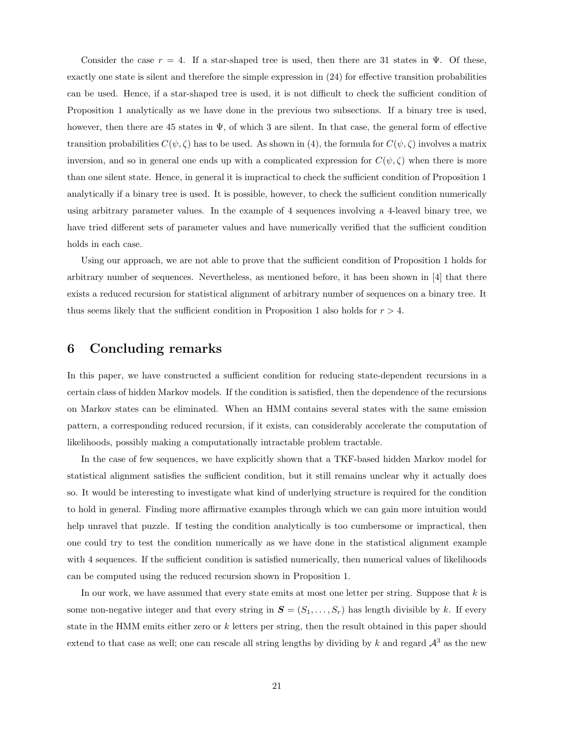Consider the case $r = 4$. If a star-shaped tree is used, then there are 31 states in $\Psi$. Of these, exactly one state is silent and therefore the simple expression in (24) for effective transition probabilities can be used. Hence, if a star-shaped tree is used, it is not difficult to check the sufficient condition of Proposition 1 analytically as we have done in the previous two subsections. If a binary tree is used, however, then there are 45 states in $\Psi$, of which 3 are silent. In that case, the general form of effective transition probabilities $C(\psi, \zeta)$ has to be used. As shown in (4), the formula for $C(\psi, \zeta)$ involves a matrix inversion, and so in general one ends up with a complicated expression for $C(\psi, \zeta)$ when there is more than one silent state. Hence, in general it is impractical to check the sufficient condition of Proposition 1 analytically if a binary tree is used. It is possible, however, to check the sufficient condition numerically using arbitrary parameter values. In the example of 4 sequences involving a 4-leaved binary tree, we have tried different sets of parameter values and have numerically verified that the sufficient condition holds in each case.

Using our approach, we are not able to prove that the sufficient condition of Proposition 1 holds for arbitrary number of sequences. Nevertheless, as mentioned before, it has been shown in [4] that there exists a reduced recursion for statistical alignment of arbitrary number of sequences on a binary tree. It thus seems likely that the sufficient condition in Proposition 1 also holds for $r > 4$.

# 6 Concluding remarks

In this paper, we have constructed a sufficient condition for reducing state-dependent recursions in a certain class of hidden Markov models. If the condition is satisfied, then the dependence of the recursions on Markov states can be eliminated. When an HMM contains several states with the same emission pattern, a corresponding reduced recursion, if it exists, can considerably accelerate the computation of likelihoods, possibly making a computationally intractable problem tractable.

In the case of few sequences, we have explicitly shown that a TKF-based hidden Markov model for statistical alignment satisfies the sufficient condition, but it still remains unclear why it actually does so. It would be interesting to investigate what kind of underlying structure is required for the condition to hold in general. Finding more affirmative examples through which we can gain more intuition would help unravel that puzzle. If testing the condition analytically is too cumbersome or impractical, then one could try to test the condition numerically as we have done in the statistical alignment example with 4 sequences. If the sufficient condition is satisfied numerically, then numerical values of likelihoods can be computed using the reduced recursion shown in Proposition 1.

In our work, we have assumed that every state emits at most one letter per string. Suppose that $k$ is some non-negative integer and that every string in $\boldsymbol{S} = (S_1, \ldots, S_r)$ has length divisible by $k$. If every state in the HMM emits either zero or $k$ letters per string, then the result obtained in this paper should extend to that case as well; one can rescale all string lengths by dividing by $k$ and regard $\mathcal{A}^3$ as the new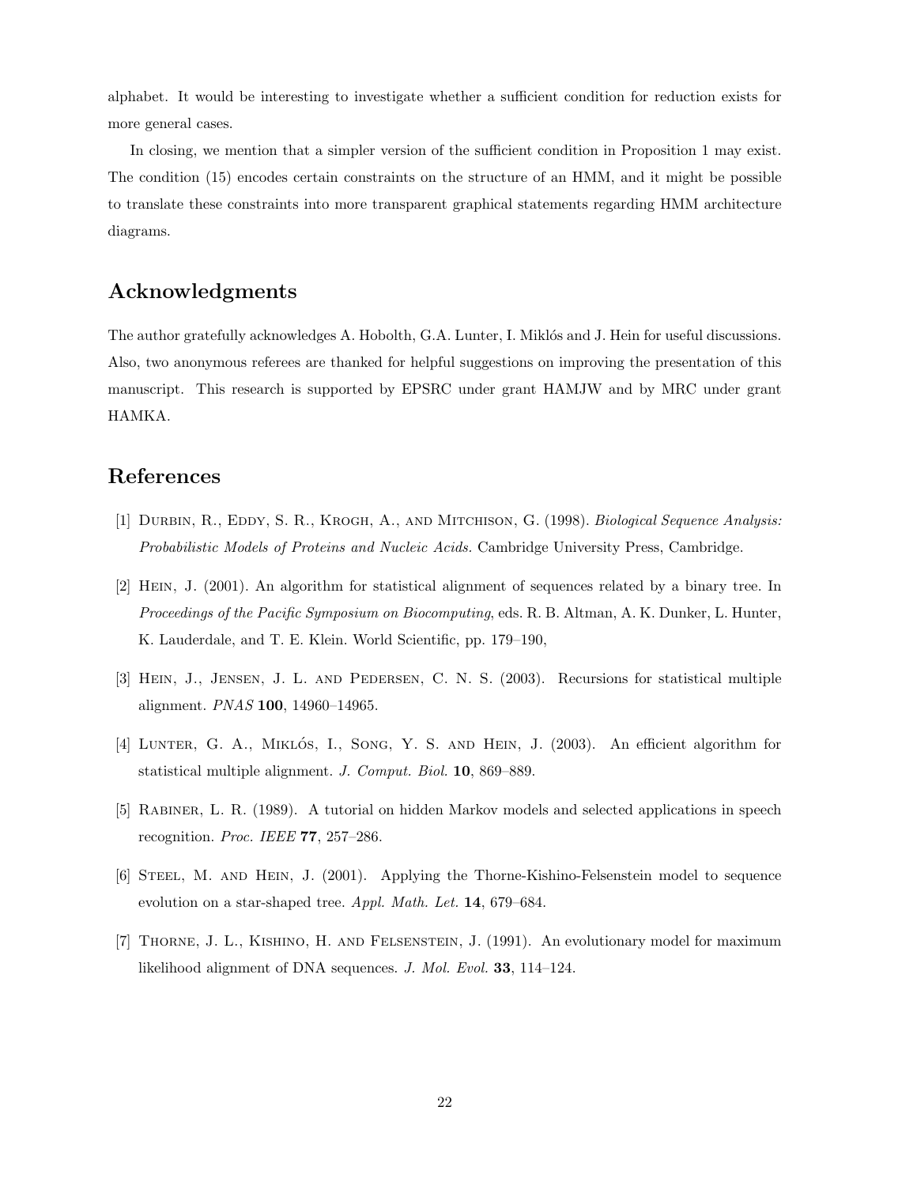alphabet. It would be interesting to investigate whether a sufficient condition for reduction exists for more general cases.

In closing, we mention that a simpler version of the sufficient condition in Proposition 1 may exist. The condition (15) encodes certain constraints on the structure of an HMM, and it might be possible to translate these constraints into more transparent graphical statements regarding HMM architecture diagrams.

## Acknowledgments

The author gratefully acknowledges A. Hobolth, G.A. Lunter, I. Miklós and J. Hein for useful discussions. Also, two anonymous referees are thanked for helpful suggestions on improving the presentation of this manuscript. This research is supported by EPSRC under grant HAMJW and by MRC under grant HAMKA.

## References

[1] Durbin, R., Eddy, S. R., Krogh, A., and Mitchison, G. (1998). *Biological Sequence Analysis: Probabilistic Models of Proteins and Nucleic Acids.* Cambridge University Press, Cambridge.

[2] Hein, J. (2001). An algorithm for statistical alignment of sequences related by a binary tree. In *Proceedings of the Pacific Symposium on Biocomputing*, eds. R. B. Altman, A. K. Dunker, L. Hunter, K. Lauderdale, and T. E. Klein. World Scientific, pp. 179–190,

[3] Hein, J., Jensen, J. L. and Pedersen, C. N. S. (2003). Recursions for statistical multiple alignment. *PNAS* **100**, 14960–14965.

[4] Lunter, G. A., Miklós, I., Song, Y. S. and Hein, J. (2003). An efficient algorithm for statistical multiple alignment. *J. Comput. Biol.* **10**, 869–889.

[5] Rabiner, L. R. (1989). A tutorial on hidden Markov models and selected applications in speech recognition. *Proc. IEEE* **77**, 257–286.

[6] Steel, M. and Hein, J. (2001). Applying the Thorne-Kishino-Felsenstein model to sequence evolution on a star-shaped tree. *Appl. Math. Let.* **14**, 679–684.

[7] Thorne, J. L., Kishino, H. and Felsenstein, J. (1991). An evolutionary model for maximum likelihood alignment of DNA sequences. *J. Mol. Evol.* **33**, 114–124.